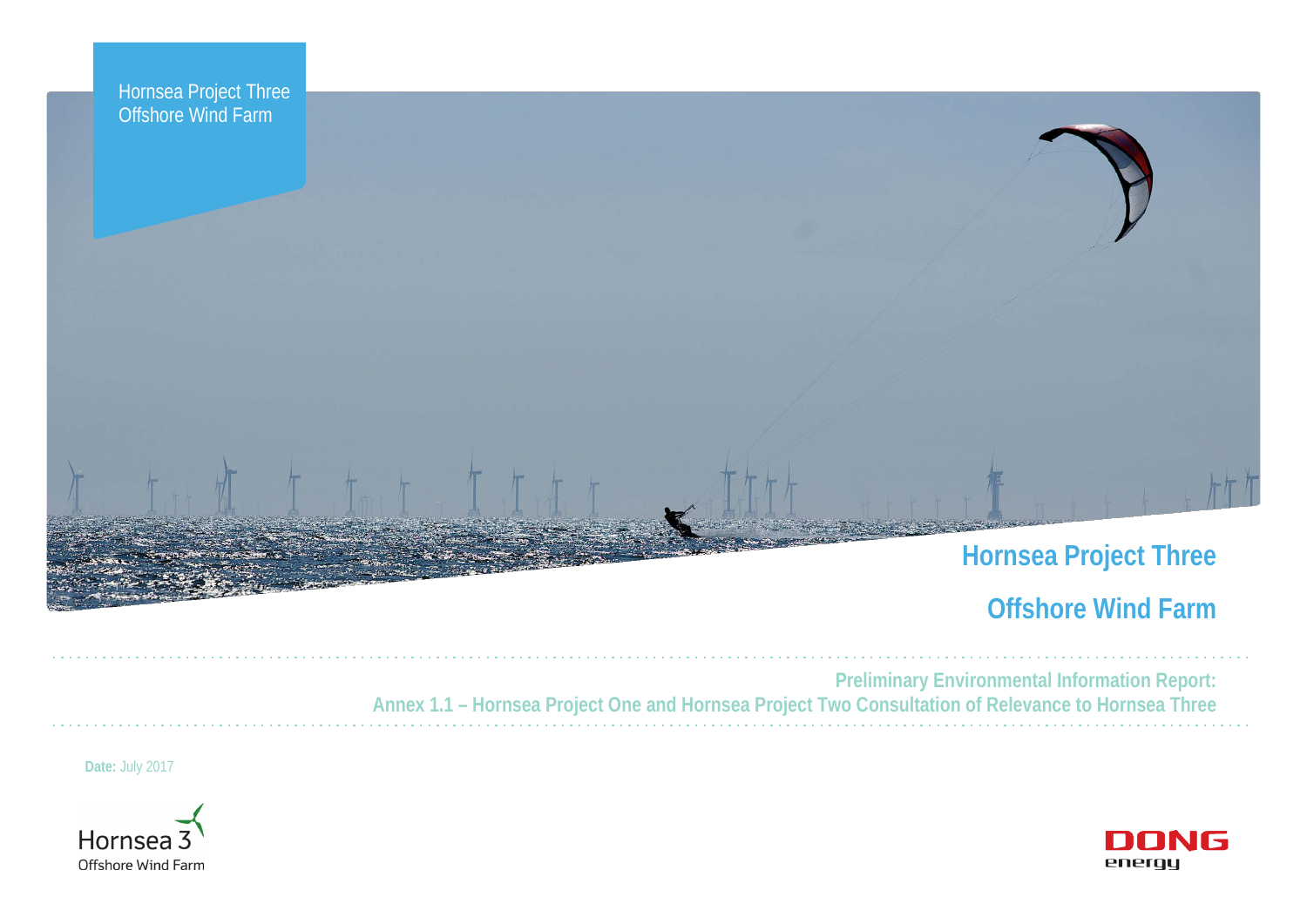Hornsea Project Three
Offshore Wind Farm

# Hornsea Project Three

# Offshore Wind Farm

**Preliminary Environmental Information Report:**
**Annex 1.1 – Hornsea Project One and Hornsea Project Two Consultation of Relevance to Hornsea Three**

**Date:** July 2017

Hornsea 3
Offshore Wind Farm

DONG energy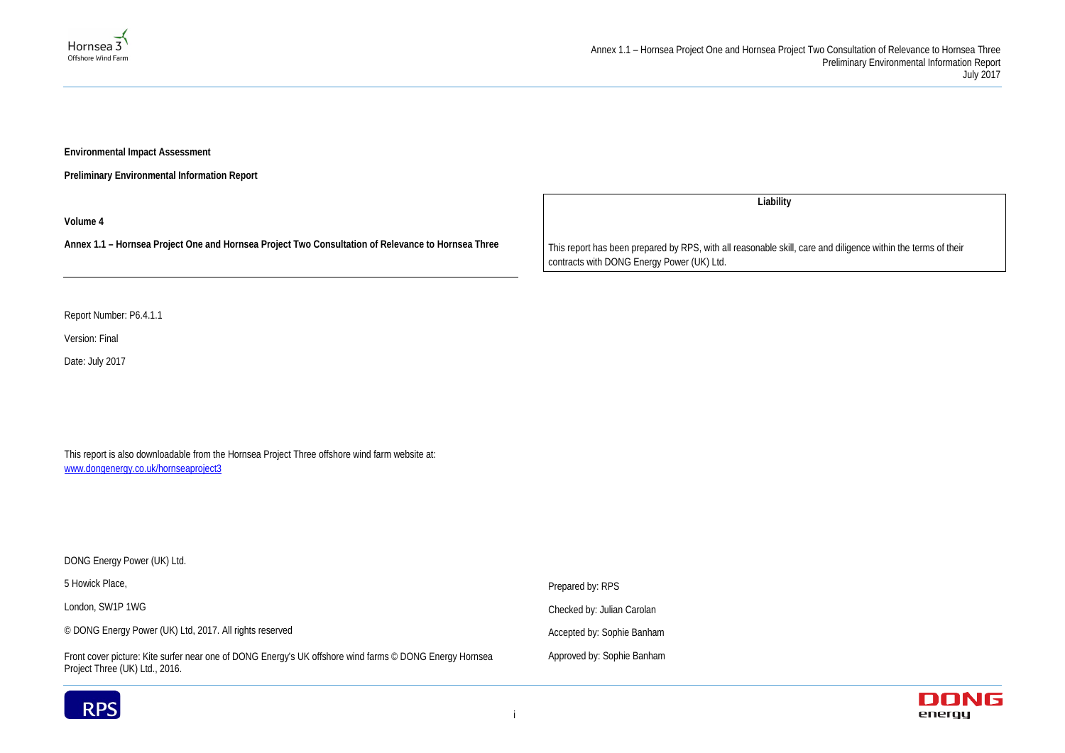**Environmental Impact Assessment**

**Preliminary Environmental Information Report**

**Volume 4**

**Annex 1.1 – Hornsea Project One and Hornsea Project Two Consultation of Relevance to Hornsea Three**

| Liability |
| --- |
| This report has been prepared by RPS, with all reasonable skill, care and diligence within the terms of their contracts with DONG Energy Power (UK) Ltd. |

Report Number: P6.4.1.1

Version: Final

Date: July 2017

This report is also downloadable from the Hornsea Project Three offshore wind farm website at: www.dongenergy.co.uk/hornseaproject3

DONG Energy Power (UK) Ltd.

5 Howick Place,

London, SW1P 1WG

© DONG Energy Power (UK) Ltd, 2017. All rights reserved

Front cover picture: Kite surfer near one of DONG Energy's UK offshore wind farms © DONG Energy Hornsea Project Three (UK) Ltd., 2016.

Prepared by: RPS

Checked by: Julian Carolan

Accepted by: Sophie Banham

Approved by: Sophie Banham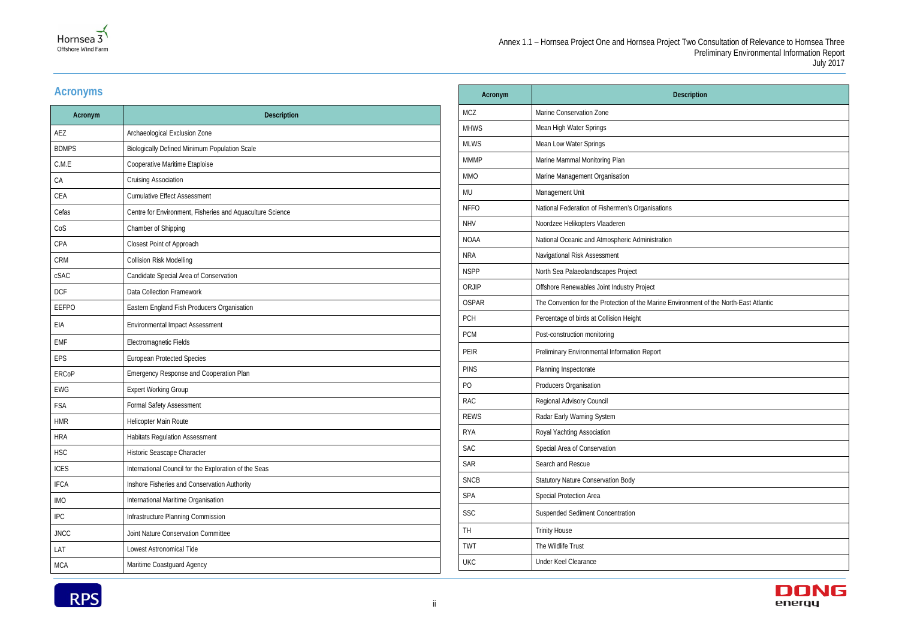## Acronyms

| Acronym | Description |
|---|---|
| AEZ | Archaeological Exclusion Zone |
| BDMPS | Biologically Defined Minimum Population Scale |
| C.M.E | Cooperative Maritime Etaploise |
| CA | Cruising Association |
| CEA | Cumulative Effect Assessment |
| Cefas | Centre for Environment, Fisheries and Aquaculture Science |
| CoS | Chamber of Shipping |
| CPA | Closest Point of Approach |
| CRM | Collision Risk Modelling |
| cSAC | Candidate Special Area of Conservation |
| DCF | Data Collection Framework |
| EEFPO | Eastern England Fish Producers Organisation |
| EIA | Environmental Impact Assessment |
| EMF | Electromagnetic Fields |
| EPS | European Protected Species |
| ERCoP | Emergency Response and Cooperation Plan |
| EWG | Expert Working Group |
| FSA | Formal Safety Assessment |
| HMR | Helicopter Main Route |
| HRA | Habitats Regulation Assessment |
| HSC | Historic Seascape Character |
| ICES | International Council for the Exploration of the Seas |
| IFCA | Inshore Fisheries and Conservation Authority |
| IMO | International Maritime Organisation |
| IPC | Infrastructure Planning Commission |
| JNCC | Joint Nature Conservation Committee |
| LAT | Lowest Astronomical Tide |
| MCA | Maritime Coastguard Agency |
| MCZ | Marine Conservation Zone |
| MHWS | Mean High Water Springs |
| MLWS | Mean Low Water Springs |
| MMMP | Marine Mammal Monitoring Plan |
| MMO | Marine Management Organisation |
| MU | Management Unit |
| NFFO | National Federation of Fishermen's Organisations |
| NHV | Noordzee Helikopters Vlaaderen |
| NOAA | National Oceanic and Atmospheric Administration |
| NRA | Navigational Risk Assessment |
| NSPP | North Sea Palaeolandscapes Project |
| ORJIP | Offshore Renewables Joint Industry Project |
| OSPAR | The Convention for the Protection of the Marine Environment of the North-East Atlantic |
| PCH | Percentage of birds at Collision Height |
| PCM | Post-construction monitoring |
| PEIR | Preliminary Environmental Information Report |
| PINS | Planning Inspectorate |
| PO | Producers Organisation |
| RAC | Regional Advisory Council |
| REWS | Radar Early Warning System |
| RYA | Royal Yachting Association |
| SAC | Special Area of Conservation |
| SAR | Search and Rescue |
| SNCB | Statutory Nature Conservation Body |
| SPA | Special Protection Area |
| SSC | Suspended Sediment Concentration |
| TH | Trinity House |
| TWT | The Wildlife Trust |
| UKC | Under Keel Clearance |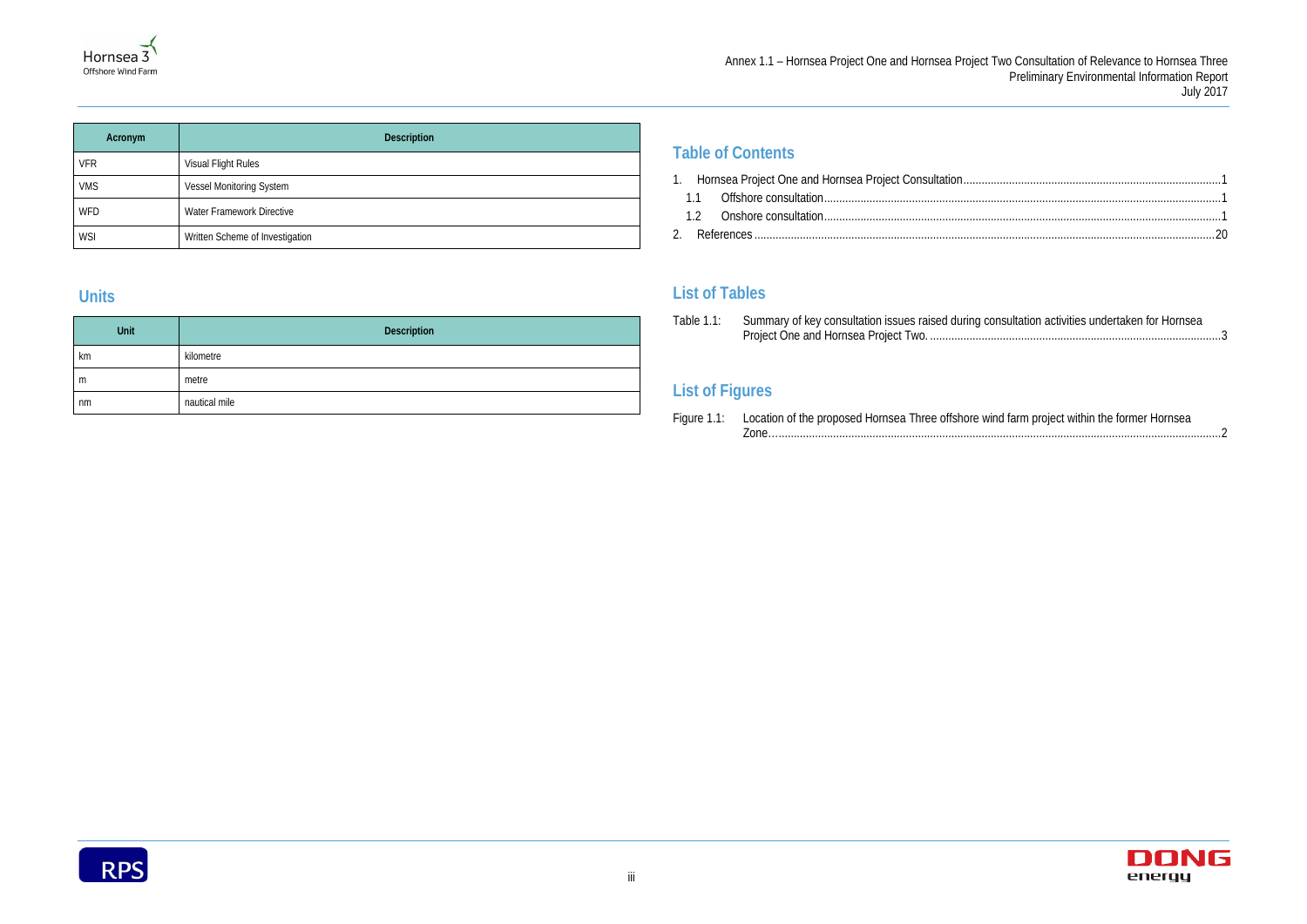| Acronym | Description |
|---|---|
| VFR | Visual Flight Rules |
| VMS | Vessel Monitoring System |
| WFD | Water Framework Directive |
| WSI | Written Scheme of Investigation |

## Units

| Unit | Description |
|---|---|
| km | kilometre |
| m | metre |
| nm | nautical mile |

## Table of Contents

1. Hornsea Project One and Hornsea Project Consultation....................1
   1.1 Offshore consultation....................1
   1.2 Onshore consultation....................1
2. References....................20

## List of Tables

Table 1.1: Summary of key consultation issues raised during consultation activities undertaken for Hornsea Project One and Hornsea Project Two. ....................3

## List of Figures

Figure 1.1: Location of the proposed Hornsea Three offshore wind farm project within the former Hornsea Zone....................2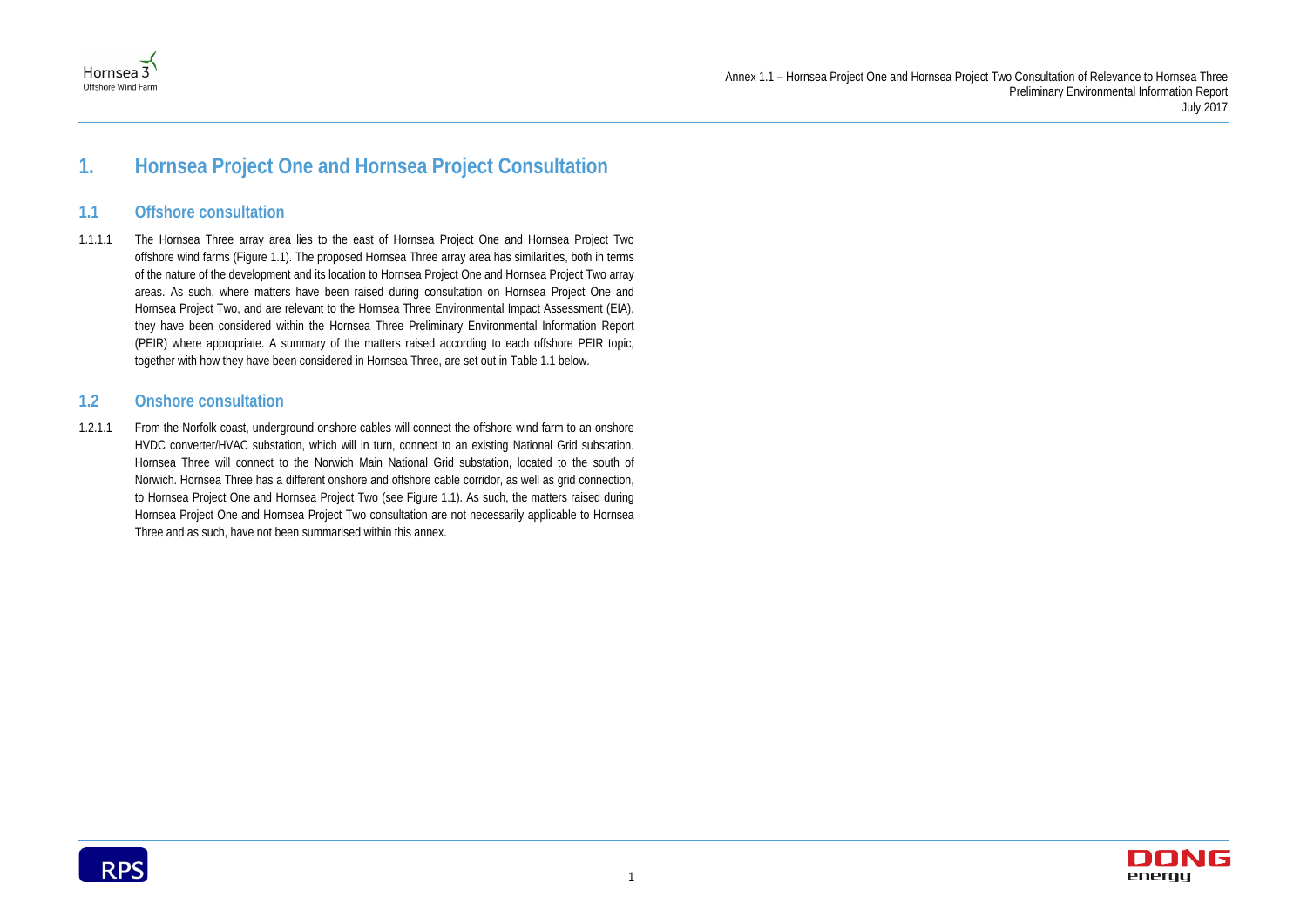# 1. Hornsea Project One and Hornsea Project Consultation

## 1.1 Offshore consultation

1.1.1.1 The Hornsea Three array area lies to the east of Hornsea Project One and Hornsea Project Two offshore wind farms (Figure 1.1). The proposed Hornsea Three array area has similarities, both in terms of the nature of the development and its location to Hornsea Project One and Hornsea Project Two array areas. As such, where matters have been raised during consultation on Hornsea Project One and Hornsea Project Two, and are relevant to the Hornsea Three Environmental Impact Assessment (EIA), they have been considered within the Hornsea Three Preliminary Environmental Information Report (PEIR) where appropriate. A summary of the matters raised according to each offshore PEIR topic, together with how they have been considered in Hornsea Three, are set out in Table 1.1 below.

## 1.2 Onshore consultation

1.2.1.1 From the Norfolk coast, underground onshore cables will connect the offshore wind farm to an onshore HVDC converter/HVAC substation, which will in turn, connect to an existing National Grid substation. Hornsea Three will connect to the Norwich Main National Grid substation, located to the south of Norwich. Hornsea Three has a different onshore and offshore cable corridor, as well as grid connection, to Hornsea Project One and Hornsea Project Two (see Figure 1.1). As such, the matters raised during Hornsea Project One and Hornsea Project Two consultation are not necessarily applicable to Hornsea Three and as such, have not been summarised within this annex.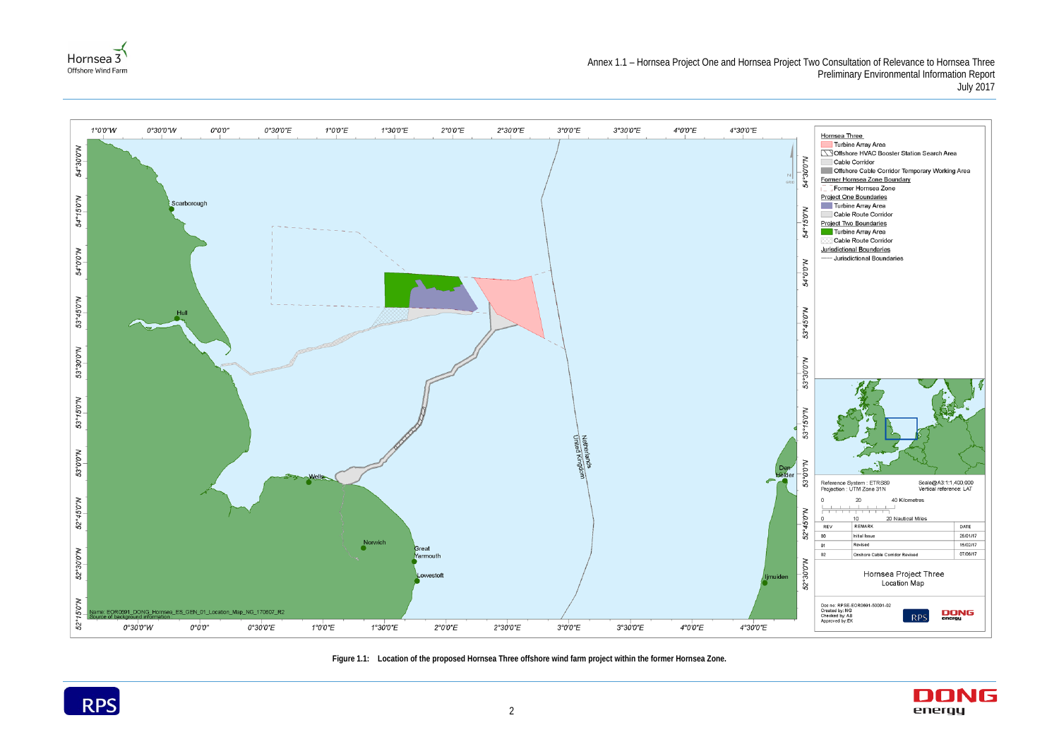Figure 1.1: Location of the proposed Hornsea Three offshore wind farm project within the former Hornsea Zone.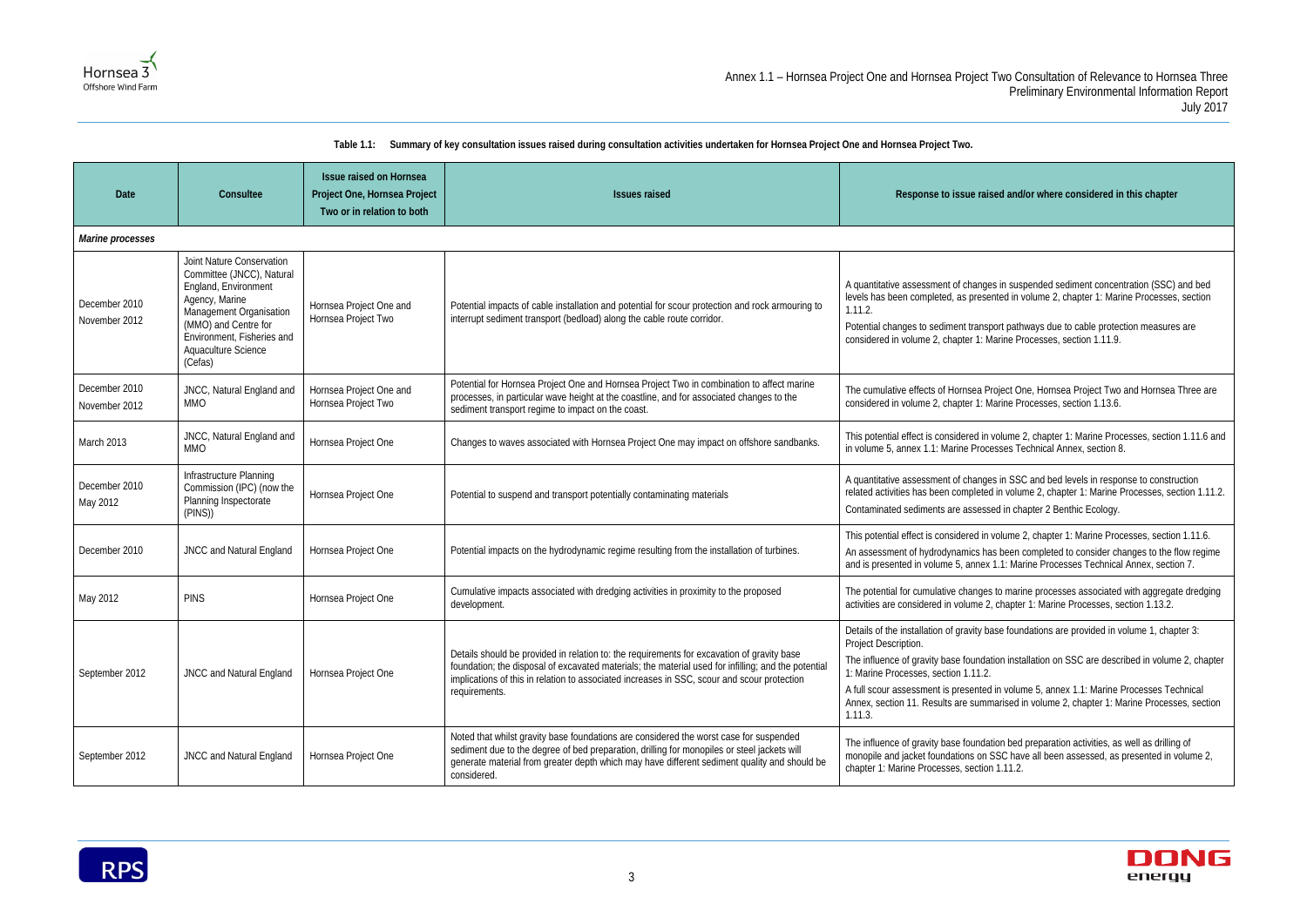**Table 1.1: Summary of key consultation issues raised during consultation activities undertaken for Hornsea Project One and Hornsea Project Two.**

| Date | Consultee | Issue raised on Hornsea Project One, Hornsea Project Two or in relation to both | Issues raised | Response to issue raised and/or where considered in this chapter |
|---|---|---|---|---|
| ***Marine processes*** | | | | |
| December 2010<br>November 2012 | Joint Nature Conservation Committee (JNCC), Natural England, Environment Agency, Marine Management Organisation (MMO) and Centre for Environment, Fisheries and Aquaculture Science (Cefas) | Hornsea Project One and Hornsea Project Two | Potential impacts of cable installation and potential for scour protection and rock armouring to interrupt sediment transport (bedload) along the cable route corridor. | A quantitative assessment of changes in suspended sediment concentration (SSC) and bed levels has been completed, as presented in volume 2, chapter 1: Marine Processes, section 1.11.2.<br>Potential changes to sediment transport pathways due to cable protection measures are considered in volume 2, chapter 1: Marine Processes, section 1.11.9. |
| December 2010<br>November 2012 | JNCC, Natural England and MMO | Hornsea Project One and Hornsea Project Two | Potential for Hornsea Project One and Hornsea Project Two in combination to affect marine processes, in particular wave height at the coastline, and for associated changes to the sediment transport regime to impact on the coast. | The cumulative effects of Hornsea Project One, Hornsea Project Two and Hornsea Three are considered in volume 2, chapter 1: Marine Processes, section 1.13.6. |
| March 2013 | JNCC, Natural England and MMO | Hornsea Project One | Changes to waves associated with Hornsea Project One may impact on offshore sandbanks. | This potential effect is considered in volume 2, chapter 1: Marine Processes, section 1.11.6 and in volume 5, annex 1.1: Marine Processes Technical Annex, section 8. |
| December 2010<br>May 2012 | Infrastructure Planning Commission (IPC) (now the Planning Inspectorate (PINS)) | Hornsea Project One | Potential to suspend and transport potentially contaminating materials | A quantitative assessment of changes in SSC and bed levels in response to construction related activities has been completed in volume 2, chapter 1: Marine Processes, section 1.11.2.<br>Contaminated sediments are assessed in chapter 2 Benthic Ecology. |
| December 2010 | JNCC and Natural England | Hornsea Project One | Potential impacts on the hydrodynamic regime resulting from the installation of turbines. | This potential effect is considered in volume 2, chapter 1: Marine Processes, section 1.11.6.<br>An assessment of hydrodynamics has been completed to consider changes to the flow regime and is presented in volume 5, annex 1.1: Marine Processes Technical Annex, section 7. |
| May 2012 | PINS | Hornsea Project One | Cumulative impacts associated with dredging activities in proximity to the proposed development. | The potential for cumulative changes to marine processes associated with aggregate dredging activities are considered in volume 2, chapter 1: Marine Processes, section 1.13.2. |
| September 2012 | JNCC and Natural England | Hornsea Project One | Details should be provided in relation to: the requirements for excavation of gravity base foundation; the disposal of excavated materials; the material used for infilling; and the potential implications of this in relation to associated increases in SSC, scour and scour protection requirements. | Details of the installation of gravity base foundations are provided in volume 1, chapter 3: Project Description.<br>The influence of gravity base foundation installation on SSC are described in volume 2, chapter 1: Marine Processes, section 1.11.2.<br>A full scour assessment is presented in volume 5, annex 1.1: Marine Processes Technical Annex, section 11. Results are summarised in volume 2, chapter 1: Marine Processes, section 1.11.3. |
| September 2012 | JNCC and Natural England | Hornsea Project One | Noted that whilst gravity base foundations are considered the worst case for suspended sediment due to the degree of bed preparation, drilling for monopiles or steel jackets will generate material from greater depth which may have different sediment quality and should be considered. | The influence of gravity base foundation bed preparation activities, as well as drilling of monopile and jacket foundations on SSC have all been assessed, as presented in volume 2, chapter 1: Marine Processes, section 1.11.2. |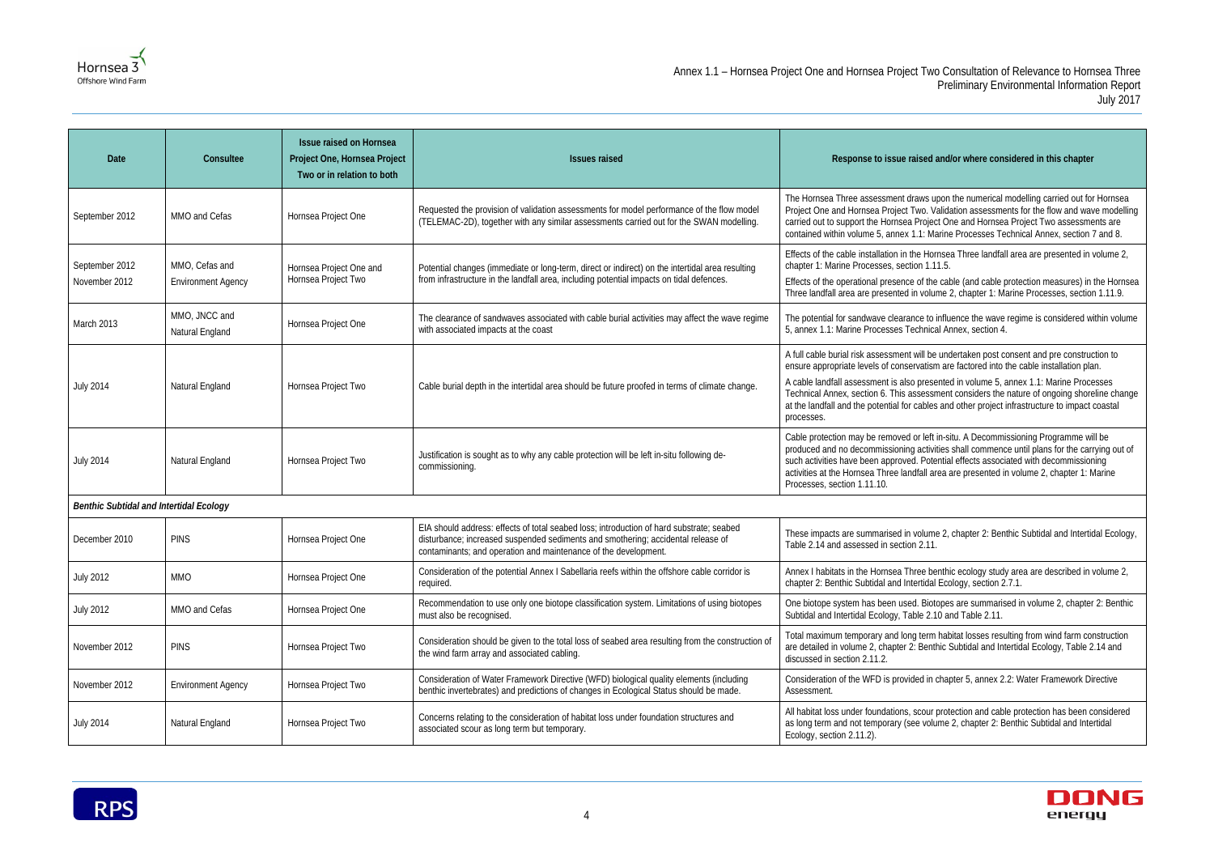| Date | Consultee | Issue raised on Hornsea Project One, Hornsea Project Two or in relation to both | Issues raised | Response to issue raised and/or where considered in this chapter |
|---|---|---|---|---|
| September 2012 | MMO and Cefas | Hornsea Project One | Requested the provision of validation assessments for model performance of the flow model (TELEMAC-2D), together with any similar assessments carried out for the SWAN modelling. | The Hornsea Three assessment draws upon the numerical modelling carried out for Hornsea Project One and Hornsea Project Two. Validation assessments for the flow and wave modelling carried out to support the Hornsea Project One and Hornsea Project Two assessments are contained within volume 5, annex 1.1: Marine Processes Technical Annex, section 7 and 8. |
| September 2012<br>November 2012 | MMO, Cefas and Environment Agency | Hornsea Project One and Hornsea Project Two | Potential changes (immediate or long-term, direct or indirect) on the intertidal area resulting from infrastructure in the landfall area, including potential impacts on tidal defences. | Effects of the cable installation in the Hornsea Three landfall area are presented in volume 2, chapter 1: Marine Processes, section 1.11.5.<br>Effects of the operational presence of the cable (and cable protection measures) in the Hornsea Three landfall area are presented in volume 2, chapter 1: Marine Processes, section 1.11.9. |
| March 2013 | MMO, JNCC and Natural England | Hornsea Project One | The clearance of sandwaves associated with cable burial activities may affect the wave regime with associated impacts at the coast | The potential for sandwave clearance to influence the wave regime is considered within volume 5, annex 1.1: Marine Processes Technical Annex, section 4. |
| July 2014 | Natural England | Hornsea Project Two | Cable burial depth in the intertidal area should be future proofed in terms of climate change. | A full cable burial risk assessment will be undertaken post consent and pre construction to ensure appropriate levels of conservatism are factored into the cable installation plan.<br>A cable landfall assessment is also presented in volume 5, annex 1.1: Marine Processes Technical Annex, section 6. This assessment considers the nature of ongoing shoreline change at the landfall and the potential for cables and other project infrastructure to impact coastal processes. |
| July 2014 | Natural England | Hornsea Project Two | Justification is sought as to why any cable protection will be left in-situ following de-commissioning. | Cable protection may be removed or left in-situ. A Decommissioning Programme will be produced and no decommissioning activities shall commence until plans for the carrying out of such activities have been approved. Potential effects associated with decommissioning activities at the Hornsea Three landfall area are presented in volume 2, chapter 1: Marine Processes, section 1.11.10. |
| ***Benthic Subtidal and Intertidal Ecology*** | | | | |
| December 2010 | PINS | Hornsea Project One | EIA should address: effects of total seabed loss; introduction of hard substrate; seabed disturbance; increased suspended sediments and smothering; accidental release of contaminants; and operation and maintenance of the development. | These impacts are summarised in volume 2, chapter 2: Benthic Subtidal and Intertidal Ecology, Table 2.14 and assessed in section 2.11. |
| July 2012 | MMO | Hornsea Project One | Consideration of the potential Annex I Sabellaria reefs within the offshore cable corridor is required. | Annex I habitats in the Hornsea Three benthic ecology study area are described in volume 2, chapter 2: Benthic Subtidal and Intertidal Ecology, section 2.7.1. |
| July 2012 | MMO and Cefas | Hornsea Project One | Recommendation to use only one biotope classification system. Limitations of using biotopes must also be recognised. | One biotope system has been used. Biotopes are summarised in volume 2, chapter 2: Benthic Subtidal and Intertidal Ecology, Table 2.10 and Table 2.11. |
| November 2012 | PINS | Hornsea Project Two | Consideration should be given to the total loss of seabed area resulting from the construction of the wind farm array and associated cabling. | Total maximum temporary and long term habitat losses resulting from wind farm construction are detailed in volume 2, chapter 2: Benthic Subtidal and Intertidal Ecology, Table 2.14 and discussed in section 2.11.2. |
| November 2012 | Environment Agency | Hornsea Project Two | Consideration of Water Framework Directive (WFD) biological quality elements (including benthic invertebrates) and predictions of changes in Ecological Status should be made. | Consideration of the WFD is provided in chapter 5, annex 2.2: Water Framework Directive Assessment. |
| July 2014 | Natural England | Hornsea Project Two | Concerns relating to the consideration of habitat loss under foundation structures and associated scour as long term but temporary. | All habitat loss under foundations, scour protection and cable protection has been considered as long term and not temporary (see volume 2, chapter 2: Benthic Subtidal and Intertidal Ecology, section 2.11.2). |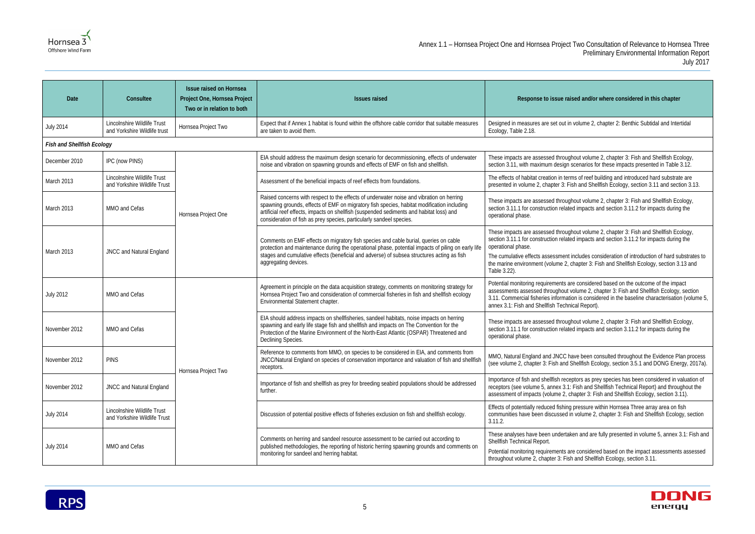| Date | Consultee | Issue raised on Hornsea Project One, Hornsea Project Two or in relation to both | Issues raised | Response to issue raised and/or where considered in this chapter |
|---|---|---|---|---|
| July 2014 | Lincolnshire Wildlife Trust and Yorkshire Wildlife trust | Hornsea Project Two | Expect that if Annex 1 habitat is found within the offshore cable corridor that suitable measures are taken to avoid them. | Designed in measures are set out in volume 2, chapter 2: Benthic Subtidal and Intertidal Ecology, Table 2.18. |
| ***Fish and Shellfish Ecology*** | | | | |
| December 2010 | IPC (now PINS) | Hornsea Project One | EIA should address the maximum design scenario for decommissioning, effects of underwater noise and vibration on spawning grounds and effects of EMF on fish and shellfish. | These impacts are assessed throughout volume 2, chapter 3: Fish and Shellfish Ecology, section 3.11, with maximum design scenarios for these impacts presented in Table 3.12. |
| March 2013 | Lincolnshire Wildlife Trust and Yorkshire Wildlife Trust | | Assessment of the beneficial impacts of reef effects from foundations. | The effects of habitat creation in terms of reef building and introduced hard substrate are presented in volume 2, chapter 3: Fish and Shellfish Ecology, section 3.11 and section 3.13. |
| March 2013 | MMO and Cefas | | Raised concerns with respect to the effects of underwater noise and vibration on herring spawning grounds, effects of EMF on migratory fish species, habitat modification including artificial reef effects, impacts on shellfish (suspended sediments and habitat loss) and consideration of fish as prey species, particularly sandeel species. | These impacts are assessed throughout volume 2, chapter 3: Fish and Shellfish Ecology, section 3.11.1 for construction related impacts and section 3.11.2 for impacts during the operational phase. |
| March 2013 | JNCC and Natural England | | Comments on EMF effects on migratory fish species and cable burial, queries on cable protection and maintenance during the operational phase, potential impacts of piling on early life stages and cumulative effects (beneficial and adverse) of subsea structures acting as fish aggregating devices. | These impacts are assessed throughout volume 2, chapter 3: Fish and Shellfish Ecology, section 3.11.1 for construction related impacts and section 3.11.2 for impacts during the operational phase.<br><br>The cumulative effects assessment includes consideration of introduction of hard substrates to the marine environment (volume 2, chapter 3: Fish and Shellfish Ecology, section 3.13 and Table 3.22). |
| July 2012 | MMO and Cefas | Hornsea Project Two | Agreement in principle on the data acquisition strategy, comments on monitoring strategy for Hornsea Project Two and consideration of commercial fisheries in fish and shellfish ecology Environmental Statement chapter. | Potential monitoring requirements are considered based on the outcome of the impact assessments assessed throughout volume 2, chapter 3: Fish and Shellfish Ecology, section 3.11. Commercial fisheries information is considered in the baseline characterisation (volume 5, annex 3.1: Fish and Shellfish Technical Report). |
| November 2012 | MMO and Cefas | | EIA should address impacts on shellfisheries, sandeel habitats, noise impacts on herring spawning and early life stage fish and shellfish and impacts on The Convention for the Protection of the Marine Environment of the North-East Atlantic (OSPAR) Threatened and Declining Species. | These impacts are assessed throughout volume 2, chapter 3: Fish and Shellfish Ecology, section 3.11.1 for construction related impacts and section 3.11.2 for impacts during the operational phase. |
| November 2012 | PINS | | Reference to comments from MMO, on species to be considered in EIA, and comments from JNCC/Natural England on species of conservation importance and valuation of fish and shellfish receptors. | MMO, Natural England and JNCC have been consulted throughout the Evidence Plan process (see volume 2, chapter 3: Fish and Shellfish Ecology, section 3.5.1 and DONG Energy, 2017a). |
| November 2012 | JNCC and Natural England | | Importance of fish and shellfish as prey for breeding seabird populations should be addressed further. | Importance of fish and shellfish receptors as prey species has been considered in valuation of receptors (see volume 5, annex 3.1: Fish and Shellfish Technical Report) and throughout the assessment of impacts (volume 2, chapter 3: Fish and Shellfish Ecology, section 3.11). |
| July 2014 | Lincolnshire Wildlife Trust and Yorkshire Wildlife Trust | | Discussion of potential positive effects of fisheries exclusion on fish and shellfish ecology. | Effects of potentially reduced fishing pressure within Hornsea Three array area on fish communities have been discussed in volume 2, chapter 3: Fish and Shellfish Ecology, section 3.11.2. |
| July 2014 | MMO and Cefas | | Comments on herring and sandeel resource assessment to be carried out according to published methodologies, the reporting of historic herring spawning grounds and comments on monitoring for sandeel and herring habitat. | These analyses have been undertaken and are fully presented in volume 5, annex 3.1: Fish and Shellfish Technical Report.<br><br>Potential monitoring requirements are considered based on the impact assessments assessed throughout volume 2, chapter 3: Fish and Shellfish Ecology, section 3.11. |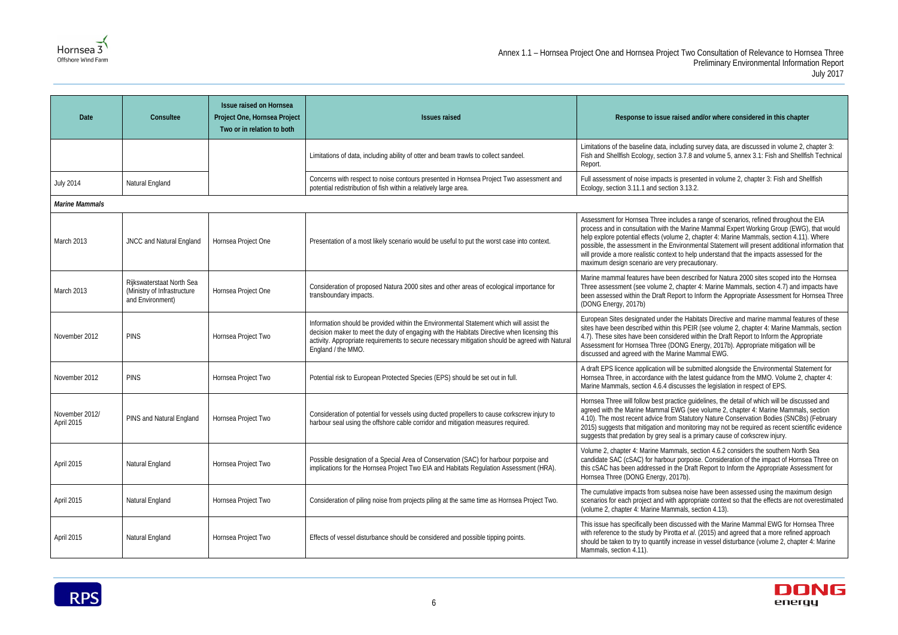| Date | Consultee | Issue raised on Hornsea Project One, Hornsea Project Two or in relation to both | Issues raised | Response to issue raised and/or where considered in this chapter |
|---|---|---|---|---|
| | | | Limitations of data, including ability of otter and beam trawls to collect sandeel. | Limitations of the baseline data, including survey data, are discussed in volume 2, chapter 3: Fish and Shellfish Ecology, section 3.7.8 and volume 5, annex 3.1: Fish and Shellfish Technical Report. |
| July 2014 | Natural England | | Concerns with respect to noise contours presented in Hornsea Project Two assessment and potential redistribution of fish within a relatively large area. | Full assessment of noise impacts is presented in volume 2, chapter 3: Fish and Shellfish Ecology, section 3.11.1 and section 3.13.2. |
| ***Marine Mammals*** | | | | |
| March 2013 | JNCC and Natural England | Hornsea Project One | Presentation of a most likely scenario would be useful to put the worst case into context. | Assessment for Hornsea Three includes a range of scenarios, refined throughout the EIA process and in consultation with the Marine Mammal Expert Working Group (EWG), that would help explore potential effects (volume 2, chapter 4: Marine Mammals, section 4.11). Where possible, the assessment in the Environmental Statement will present additional information that will provide a more realistic context to help understand that the impacts assessed for the maximum design scenario are very precautionary. |
| March 2013 | Rijkswaterstaat North Sea (Ministry of Infrastructure and Environment) | Hornsea Project One | Consideration of proposed Natura 2000 sites and other areas of ecological importance for transboundary impacts. | Marine mammal features have been described for Natura 2000 sites scoped into the Hornsea Three assessment (see volume 2, chapter 4: Marine Mammals, section 4.7) and impacts have been assessed within the Draft Report to Inform the Appropriate Assessment for Hornsea Three (DONG Energy, 2017b) |
| November 2012 | PINS | Hornsea Project Two | Information should be provided within the Environmental Statement which will assist the decision maker to meet the duty of engaging with the Habitats Directive when licensing this activity. Appropriate requirements to secure necessary mitigation should be agreed with Natural England / the MMO. | European Sites designated under the Habitats Directive and marine mammal features of these sites have been described within this PEIR (see volume 2, chapter 4: Marine Mammals, section 4.7). These sites have been considered within the Draft Report to Inform the Appropriate Assessment for Hornsea Three (DONG Energy, 2017b). Appropriate mitigation will be discussed and agreed with the Marine Mammal EWG. |
| November 2012 | PINS | Hornsea Project Two | Potential risk to European Protected Species (EPS) should be set out in full. | A draft EPS licence application will be submitted alongside the Environmental Statement for Hornsea Three, in accordance with the latest guidance from the MMO. Volume 2, chapter 4: Marine Mammals, section 4.6.4 discusses the legislation in respect of EPS. |
| November 2012/ April 2015 | PINS and Natural England | Hornsea Project Two | Consideration of potential for vessels using ducted propellers to cause corkscrew injury to harbour seal using the offshore cable corridor and mitigation measures required. | Hornsea Three will follow best practice guidelines, the detail of which will be discussed and agreed with the Marine Mammal EWG (see volume 2, chapter 4: Marine Mammals, section 4.10). The most recent advice from Statutory Nature Conservation Bodies (SNCBs) (February 2015) suggests that mitigation and monitoring may not be required as recent scientific evidence suggests that predation by grey seal is a primary cause of corkscrew injury. |
| April 2015 | Natural England | Hornsea Project Two | Possible designation of a Special Area of Conservation (SAC) for harbour porpoise and implications for the Hornsea Project Two EIA and Habitats Regulation Assessment (HRA). | Volume 2, chapter 4: Marine Mammals, section 4.6.2 considers the southern North Sea candidate SAC (cSAC) for harbour porpoise. Consideration of the impact of Hornsea Three on this cSAC has been addressed in the Draft Report to Inform the Appropriate Assessment for Hornsea Three (DONG Energy, 2017b). |
| April 2015 | Natural England | Hornsea Project Two | Consideration of piling noise from projects piling at the same time as Hornsea Project Two. | The cumulative impacts from subsea noise have been assessed using the maximum design scenarios for each project and with appropriate context so that the effects are not overestimated (volume 2, chapter 4: Marine Mammals, section 4.13). |
| April 2015 | Natural England | Hornsea Project Two | Effects of vessel disturbance should be considered and possible tipping points. | This issue has specifically been discussed with the Marine Mammal EWG for Hornsea Three with reference to the study by Pirotta *et al*. (2015) and agreed that a more refined approach should be taken to try to quantify increase in vessel disturbance (volume 2, chapter 4: Marine Mammals, section 4.11). |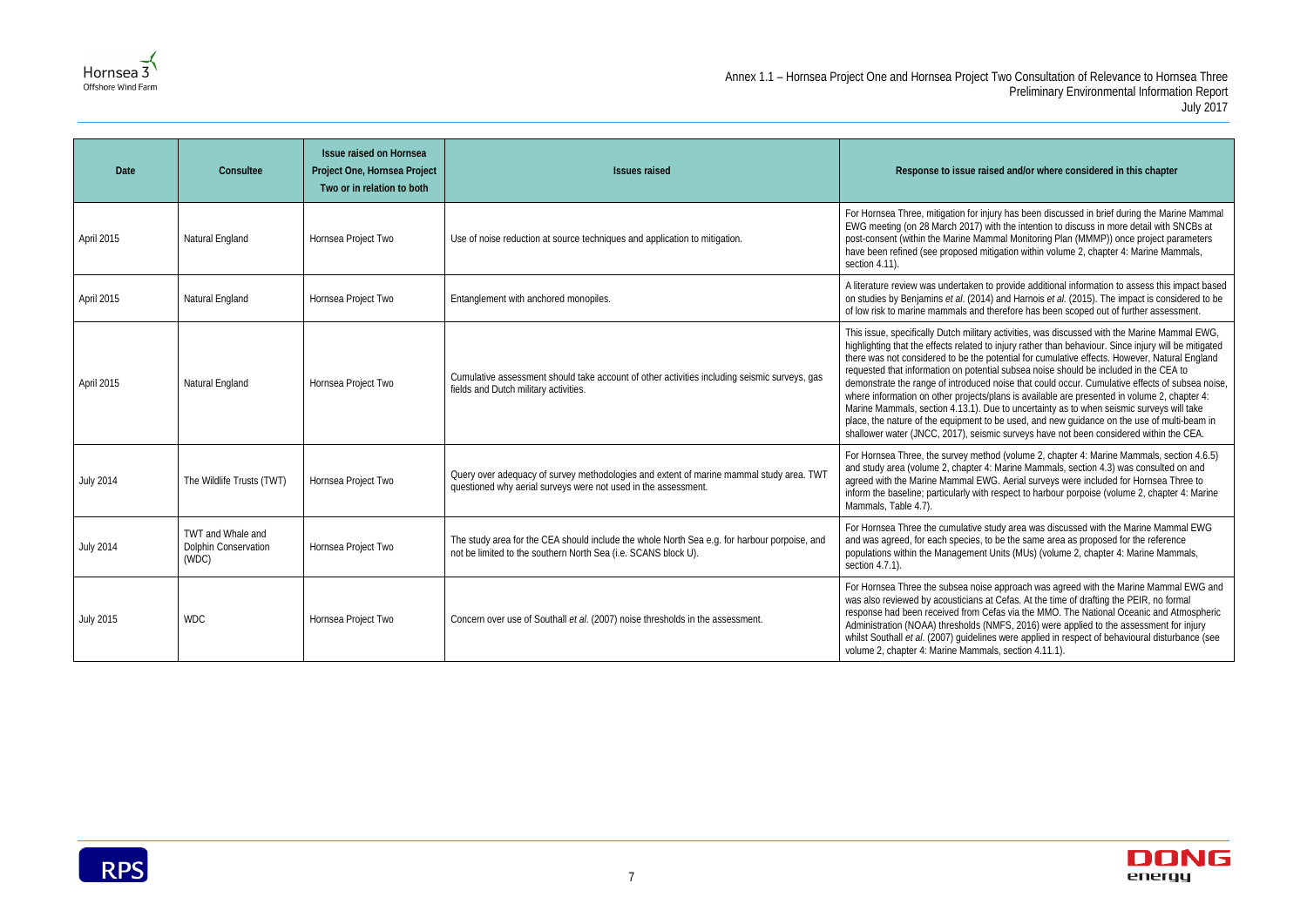| Date | Consultee | Issue raised on Hornsea Project One, Hornsea Project Two or in relation to both | Issues raised | Response to issue raised and/or where considered in this chapter |
|---|---|---|---|---|
| April 2015 | Natural England | Hornsea Project Two | Use of noise reduction at source techniques and application to mitigation. | For Hornsea Three, mitigation for injury has been discussed in brief during the Marine Mammal EWG meeting (on 28 March 2017) with the intention to discuss in more detail with SNCBs at post-consent (within the Marine Mammal Monitoring Plan (MMMP)) once project parameters have been refined (see proposed mitigation within volume 2, chapter 4: Marine Mammals, section 4.11). |
| April 2015 | Natural England | Hornsea Project Two | Entanglement with anchored monopiles. | A literature review was undertaken to provide additional information to assess this impact based on studies by Benjamins *et al.* (2014) and Harnois *et al.* (2015). The impact is considered to be of low risk to marine mammals and therefore has been scoped out of further assessment. |
| April 2015 | Natural England | Hornsea Project Two | Cumulative assessment should take account of other activities including seismic surveys, gas fields and Dutch military activities. | This issue, specifically Dutch military activities, was discussed with the Marine Mammal EWG, highlighting that the effects related to injury rather than behaviour. Since injury will be mitigated there was not considered to be the potential for cumulative effects. However, Natural England requested that information on potential subsea noise should be included in the CEA to demonstrate the range of introduced noise that could occur. Cumulative effects of subsea noise, where information on other projects/plans is available are presented in volume 2, chapter 4: Marine Mammals, section 4.13.1). Due to uncertainty as to when seismic surveys will take place, the nature of the equipment to be used, and new guidance on the use of multi-beam in shallower water (JNCC, 2017), seismic surveys have not been considered within the CEA. |
| July 2014 | The Wildlife Trusts (TWT) | Hornsea Project Two | Query over adequacy of survey methodologies and extent of marine mammal study area. TWT questioned why aerial surveys were not used in the assessment. | For Hornsea Three, the survey method (volume 2, chapter 4: Marine Mammals, section 4.6.5) and study area (volume 2, chapter 4: Marine Mammals, section 4.3) was consulted on and agreed with the Marine Mammal EWG. Aerial surveys were included for Hornsea Three to inform the baseline; particularly with respect to harbour porpoise (volume 2, chapter 4: Marine Mammals, Table 4.7). |
| July 2014 | TWT and Whale and Dolphin Conservation (WDC) | Hornsea Project Two | The study area for the CEA should include the whole North Sea e.g. for harbour porpoise, and not be limited to the southern North Sea (i.e. SCANS block U). | For Hornsea Three the cumulative study area was discussed with the Marine Mammal EWG and was agreed, for each species, to be the same area as proposed for the reference populations within the Management Units (MUs) (volume 2, chapter 4: Marine Mammals, section 4.7.1). |
| July 2015 | WDC | Hornsea Project Two | Concern over use of Southall *et al.* (2007) noise thresholds in the assessment. | For Hornsea Three the subsea noise approach was agreed with the Marine Mammal EWG and was also reviewed by acousticians at Cefas. At the time of drafting the PEIR, no formal response had been received from Cefas via the MMO. The National Oceanic and Atmospheric Administration (NOAA) thresholds (NMFS, 2016) were applied to the assessment for injury whilst Southall *et al.* (2007) guidelines were applied in respect of behavioural disturbance (see volume 2, chapter 4: Marine Mammals, section 4.11.1). |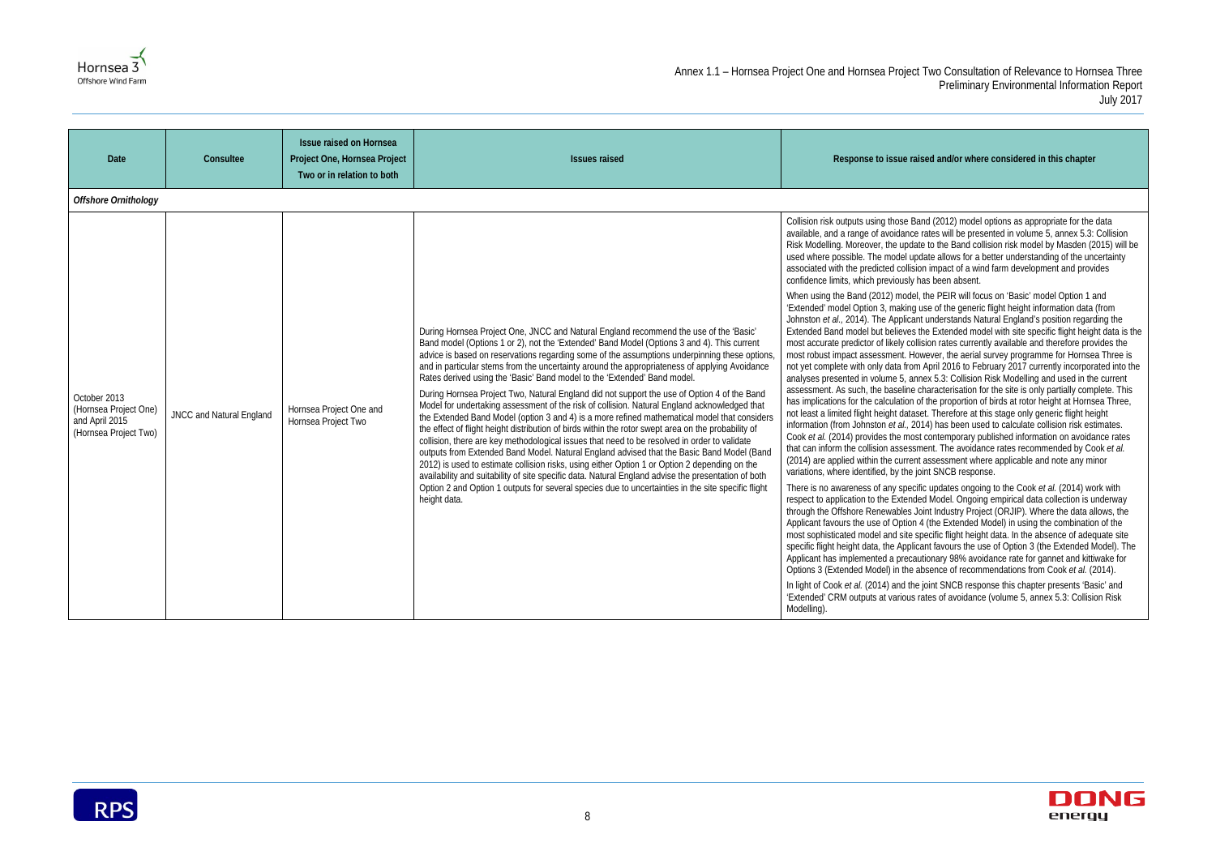| Date | Consultee | Issue raised on Hornsea Project One, Hornsea Project Two or in relation to both | Issues raised | Response to issue raised and/or where considered in this chapter |
|---|---|---|---|---|
| ***Offshore Ornithology*** | | | | |
| October 2013 (Hornsea Project One) and April 2015 (Hornsea Project Two) | JNCC and Natural England | Hornsea Project One and Hornsea Project Two | During Hornsea Project One, JNCC and Natural England recommend the use of the 'Basic' Band model (Options 1 or 2), not the 'Extended' Band Model (Options 3 and 4). This current advice is based on reservations regarding some of the assumptions underpinning these options, and in particular stems from the uncertainty around the appropriateness of applying Avoidance Rates derived using the 'Basic' Band model to the 'Extended' Band model.<br><br>During Hornsea Project Two, Natural England did not support the use of Option 4 of the Band Model for undertaking assessment of the risk of collision. Natural England acknowledged that the Extended Band Model (option 3 and 4) is a more refined mathematical model that considers the effect of flight height distribution of birds within the rotor swept area on the probability of collision, there are key methodological issues that need to be resolved in order to validate outputs from Extended Band Model. Natural England advised that the Basic Band Model (Band 2012) is used to estimate collision risks, using either Option 1 or Option 2 depending on the availability and suitability of site specific data. Natural England advise the presentation of both Option 2 and Option 1 outputs for several species due to uncertainties in the site specific flight height data. | Collision risk outputs using those Band (2012) model options as appropriate for the data available, and a range of avoidance rates will be presented in volume 5, annex 5.3: Collision Risk Modelling. Moreover, the update to the Band collision risk model by Masden (2015) will be used where possible. The model update allows for a better understanding of the uncertainty associated with the predicted collision impact of a wind farm development and provides confidence limits, which previously has been absent.<br><br>When using the Band (2012) model, the PEIR will focus on 'Basic' model Option 1 and 'Extended' model Option 3, making use of the generic flight height information data (from Johnston *et al.,* 2014). The Applicant understands Natural England's position regarding the Extended Band model but believes the Extended model with site specific flight height data is the most accurate predictor of likely collision rates currently available and therefore provides the most robust impact assessment. However, the aerial survey programme for Hornsea Three is not yet complete with only data from April 2016 to February 2017 currently incorporated into the analyses presented in volume 5, annex 5.3: Collision Risk Modelling and used in the current assessment. As such, the baseline characterisation for the site is only partially complete. This has implications for the calculation of the proportion of birds at rotor height at Hornsea Three, not least a limited flight height dataset. Therefore at this stage only generic flight height information (from Johnston *et al.,* 2014) has been used to calculate collision risk estimates. Cook *et al.* (2014) provides the most contemporary published information on avoidance rates that can inform the collision assessment. The avoidance rates recommended by Cook *et al.* (2014) are applied within the current assessment where applicable and note any minor variations, where identified, by the joint SNCB response.<br><br>There is no awareness of any specific updates ongoing to the Cook *et al.* (2014) work with respect to application to the Extended Model. Ongoing empirical data collection is underway through the Offshore Renewables Joint Industry Project (ORJIP). Where the data allows, the Applicant favours the use of Option 4 (the Extended Model) in using the combination of the most sophisticated model and site specific flight height data. In the absence of adequate site specific flight height data, the Applicant favours the use of Option 3 (the Extended Model). The Applicant has implemented a precautionary 98% avoidance rate for gannet and kittiwake for Options 3 (Extended Model) in the absence of recommendations from Cook *et al.* (2014).<br><br>In light of Cook *et al.* (2014) and the joint SNCB response this chapter presents 'Basic' and 'Extended' CRM outputs at various rates of avoidance (volume 5, annex 5.3: Collision Risk Modelling). |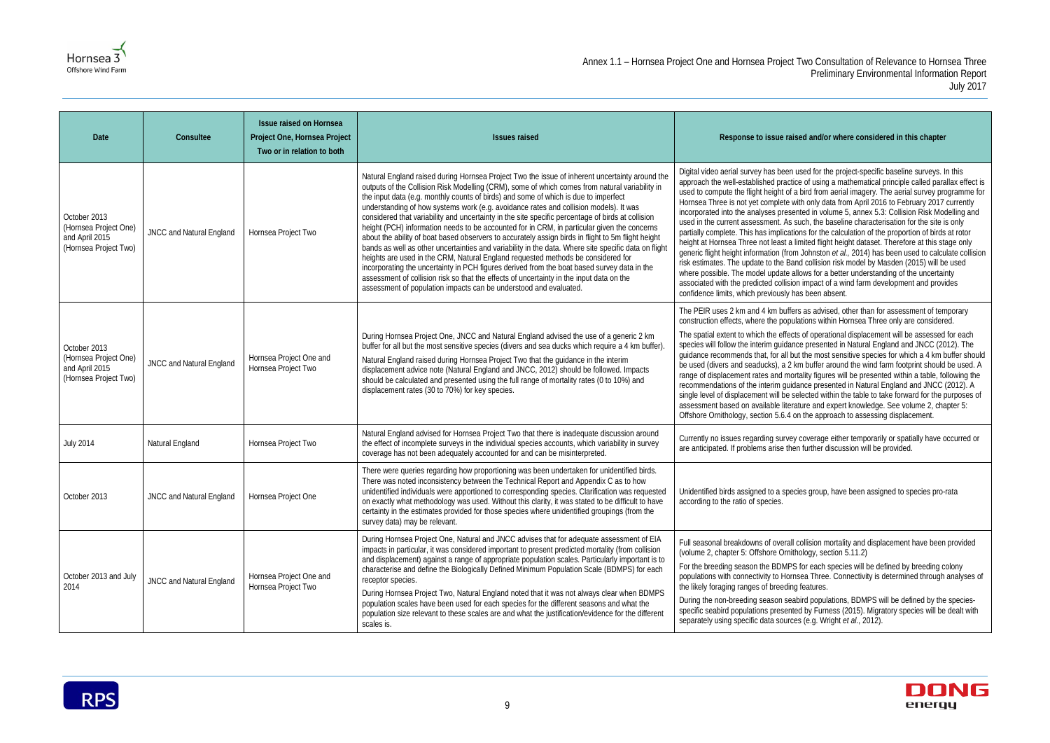| Date | Consultee | Issue raised on Hornsea Project One, Hornsea Project Two or in relation to both | Issues raised | Response to issue raised and/or where considered in this chapter |
|---|---|---|---|---|
| October 2013 (Hornsea Project One) and April 2015 (Hornsea Project Two) | JNCC and Natural England | Hornsea Project Two | Natural England raised during Hornsea Project Two the issue of inherent uncertainty around the outputs of the Collision Risk Modelling (CRM), some of which comes from natural variability in the input data (e.g. monthly counts of birds) and some of which is due to imperfect understanding of how systems work (e.g. avoidance rates and collision models). It was considered that variability and uncertainty in the site specific percentage of birds at collision height (PCH) information needs to be accounted for in CRM, in particular given the concerns about the ability of boat based observers to accurately assign birds in flight to 5m flight height bands as well as other uncertainties and variability in the data. Where site specific data on flight heights are used in the CRM, Natural England requested methods be considered for incorporating the uncertainty in PCH figures derived from the boat based survey data in the assessment of collision risk so that the effects of uncertainty in the input data on the assessment of population impacts can be understood and evaluated. | Digital video aerial survey has been used for the project-specific baseline surveys. In this approach the well-established practice of using a mathematical principle called parallax effect is used to compute the flight height of a bird from aerial imagery. The aerial survey programme for Hornsea Three is not yet complete with only data from April 2016 to February 2017 currently incorporated into the analyses presented in volume 5, annex 5.3: Collision Risk Modelling and used in the current assessment. As such, the baseline characterisation for the site is only partially complete. This has implications for the calculation of the proportion of birds at rotor height at Hornsea Three not least a limited flight height dataset. Therefore at this stage only generic flight height information (from Johnston *et al.*, 2014) has been used to calculate collision risk estimates. The update to the Band collision risk model by Masden (2015) will be used where possible. The model update allows for a better understanding of the uncertainty associated with the predicted collision impact of a wind farm development and provides confidence limits, which previously has been absent. |
| October 2013 (Hornsea Project One) and April 2015 (Hornsea Project Two) | JNCC and Natural England | Hornsea Project One and Hornsea Project Two | During Hornsea Project One, JNCC and Natural England advised the use of a generic 2 km buffer for all but the most sensitive species (divers and sea ducks which require a 4 km buffer).<br><br>Natural England raised during Hornsea Project Two that the guidance in the interim displacement advice note (Natural England and JNCC, 2012) should be followed. Impacts should be calculated and presented using the full range of mortality rates (0 to 10%) and displacement rates (30 to 70%) for key species. | The PEIR uses 2 km and 4 km buffers as advised, other than for assessment of temporary construction effects, where the populations within Hornsea Three only are considered.<br><br>The spatial extent to which the effects of operational displacement will be assessed for each species will follow the interim guidance presented in Natural England and JNCC (2012). The guidance recommends that, for all but the most sensitive species for which a 4 km buffer should be used (divers and seaducks), a 2 km buffer around the wind farm footprint should be used. A range of displacement rates and mortality figures will be presented within a table, following the recommendations of the interim guidance presented in Natural England and JNCC (2012). A single level of displacement will be selected within the table to take forward for the purposes of assessment based on available literature and expert knowledge. See volume 2, chapter 5: Offshore Ornithology, section 5.6.4 on the approach to assessing displacement. |
| July 2014 | Natural England | Hornsea Project Two | Natural England advised for Hornsea Project Two that there is inadequate discussion around the effect of incomplete surveys in the individual species accounts, which variability in survey coverage has not been adequately accounted for and can be misinterpreted. | Currently no issues regarding survey coverage either temporarily or spatially have occurred or are anticipated. If problems arise then further discussion will be provided. |
| October 2013 | JNCC and Natural England | Hornsea Project One | There were queries regarding how proportioning was been undertaken for unidentified birds. There was noted inconsistency between the Technical Report and Appendix C as to how unidentified individuals were apportioned to corresponding species. Clarification was requested on exactly what methodology was used. Without this clarity, it was stated to be difficult to have certainty in the estimates provided for those species where unidentified groupings (from the survey data) may be relevant. | Unidentified birds assigned to a species group, have been assigned to species pro-rata according to the ratio of species. |
| October 2013 and July 2014 | JNCC and Natural England | Hornsea Project One and Hornsea Project Two | During Hornsea Project One, Natural and JNCC advises that for adequate assessment of EIA impacts in particular, it was considered important to present predicted mortality (from collision and displacement) against a range of appropriate population scales. Particularly important is to characterise and define the Biologically Defined Minimum Population Scale (BDMPS) for each receptor species.<br><br>During Hornsea Project Two, Natural England noted that it was not always clear when BDMPS population scales have been used for each species for the different seasons and what the population size relevant to these scales are and what the justification/evidence for the different scales is. | Full seasonal breakdowns of overall collision mortality and displacement have been provided (volume 2, chapter 5: Offshore Ornithology, section 5.11.2)<br><br>For the breeding season the BDMPS for each species will be defined by breeding colony populations with connectivity to Hornsea Three. Connectivity is determined through analyses of the likely foraging ranges of breeding features.<br><br>During the non-breeding season seabird populations, BDMPS will be defined by the species-specific seabird populations presented by Furness (2015). Migratory species will be dealt with separately using specific data sources (e.g. Wright *et al.*, 2012). |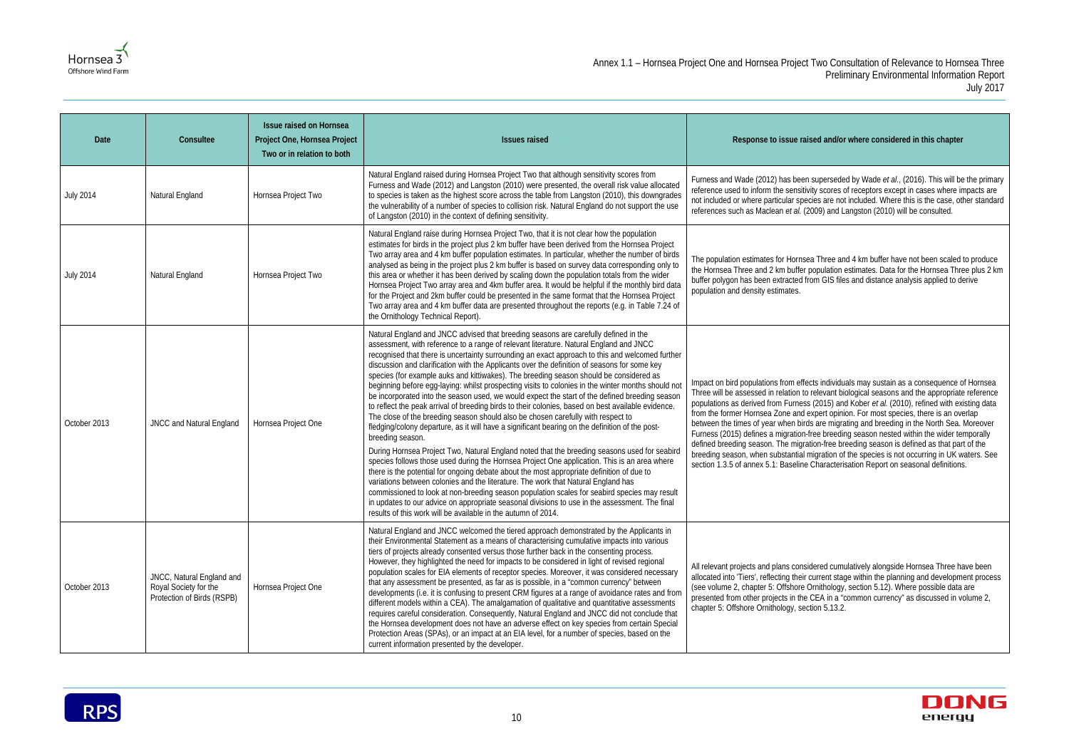| Date | Consultee | Issue raised on Hornsea Project One, Hornsea Project Two or in relation to both | Issues raised | Response to issue raised and/or where considered in this chapter |
|---|---|---|---|---|
| July 2014 | Natural England | Hornsea Project Two | Natural England raised during Hornsea Project Two that although sensitivity scores from Furness and Wade (2012) and Langston (2010) were presented, the overall risk value allocated to species is taken as the highest score across the table from Langston (2010), this downgrades the vulnerability of a number of species to collision risk. Natural England do not support the use of Langston (2010) in the context of defining sensitivity. | Furness and Wade (2012) has been superseded by Wade *et al*., (2016). This will be the primary reference used to inform the sensitivity scores of receptors except in cases where impacts are not included or where particular species are not included. Where this is the case, other standard references such as Maclean *et al.* (2009) and Langston (2010) will be consulted. |
| July 2014 | Natural England | Hornsea Project Two | Natural England raise during Hornsea Project Two, that it is not clear how the population estimates for birds in the project plus 2 km buffer have been derived from the Hornsea Project Two array area and 4 km buffer population estimates. In particular, whether the number of birds analysed as being in the project plus 2 km buffer is based on survey data corresponding only to this area or whether it has been derived by scaling down the population totals from the wider Hornsea Project Two array area and 4km buffer area. It would be helpful if the monthly bird data for the Project and 2km buffer could be presented in the same format that the Hornsea Project Two array area and 4 km buffer data are presented throughout the reports (e.g. in Table 7.24 of the Ornithology Technical Report). | The population estimates for Hornsea Three and 4 km buffer have not been scaled to produce the Hornsea Three and 2 km buffer population estimates. Data for the Hornsea Three plus 2 km buffer polygon has been extracted from GIS files and distance analysis applied to derive population and density estimates. |
| October 2013 | JNCC and Natural England | Hornsea Project One | Natural England and JNCC advised that breeding seasons are carefully defined in the assessment, with reference to a range of relevant literature. Natural England and JNCC recognised that there is uncertainty surrounding an exact approach to this and welcomed further discussion and clarification with the Applicants over the definition of seasons for some key species (for example auks and kittiwakes). The breeding season should be considered as beginning before egg-laying: whilst prospecting visits to colonies in the winter months should not be incorporated into the season used, we would expect the start of the defined breeding season to reflect the peak arrival of breeding birds to their colonies, based on best available evidence. The close of the breeding season should also be chosen carefully with respect to fledging/colony departure, as it will have a significant bearing on the definition of the post-breeding season.<br><br>During Hornsea Project Two, Natural England noted that the breeding seasons used for seabird species follows those used during the Hornsea Project One application. This is an area where there is the potential for ongoing debate about the most appropriate definition of due to variations between colonies and the literature. The work that Natural England has commissioned to look at non-breeding season population scales for seabird species may result in updates to our advice on appropriate seasonal divisions to use in the assessment. The final results of this work will be available in the autumn of 2014. | Impact on bird populations from effects individuals may sustain as a consequence of Hornsea Three will be assessed in relation to relevant biological seasons and the appropriate reference populations as derived from Furness (2015) and Kober *et al.* (2010), refined with existing data from the former Hornsea Zone and expert opinion. For most species, there is an overlap between the times of year when birds are migrating and breeding in the North Sea. Moreover Furness (2015) defines a migration-free breeding season nested within the wider temporally defined breeding season. The migration-free breeding season is defined as that part of the breeding season, when substantial migration of the species is not occurring in UK waters. See section 1.3.5 of annex 5.1: Baseline Characterisation Report on seasonal definitions. |
| October 2013 | JNCC, Natural England and Royal Society for the Protection of Birds (RSPB) | Hornsea Project One | Natural England and JNCC welcomed the tiered approach demonstrated by the Applicants in their Environmental Statement as a means of characterising cumulative impacts into various tiers of projects already consented versus those further back in the consenting process. However, they highlighted the need for impacts to be considered in light of revised regional population scales for EIA elements of receptor species. Moreover, it was considered necessary that any assessment be presented, as far as is possible, in a "common currency" between developments (i.e. it is confusing to present CRM figures at a range of avoidance rates and from different models within a CEA). The amalgamation of qualitative and quantitative assessments requires careful consideration. Consequently, Natural England and JNCC did not conclude that the Hornsea development does not have an adverse effect on key species from certain Special Protection Areas (SPAs), or an impact at an EIA level, for a number of species, based on the current information presented by the developer. | All relevant projects and plans considered cumulatively alongside Hornsea Three have been allocated into 'Tiers', reflecting their current stage within the planning and development process (see volume 2, chapter 5: Offshore Ornithology, section 5.12). Where possible data are presented from other projects in the CEA in a "common currency" as discussed in volume 2, chapter 5: Offshore Ornithology, section 5.13.2. |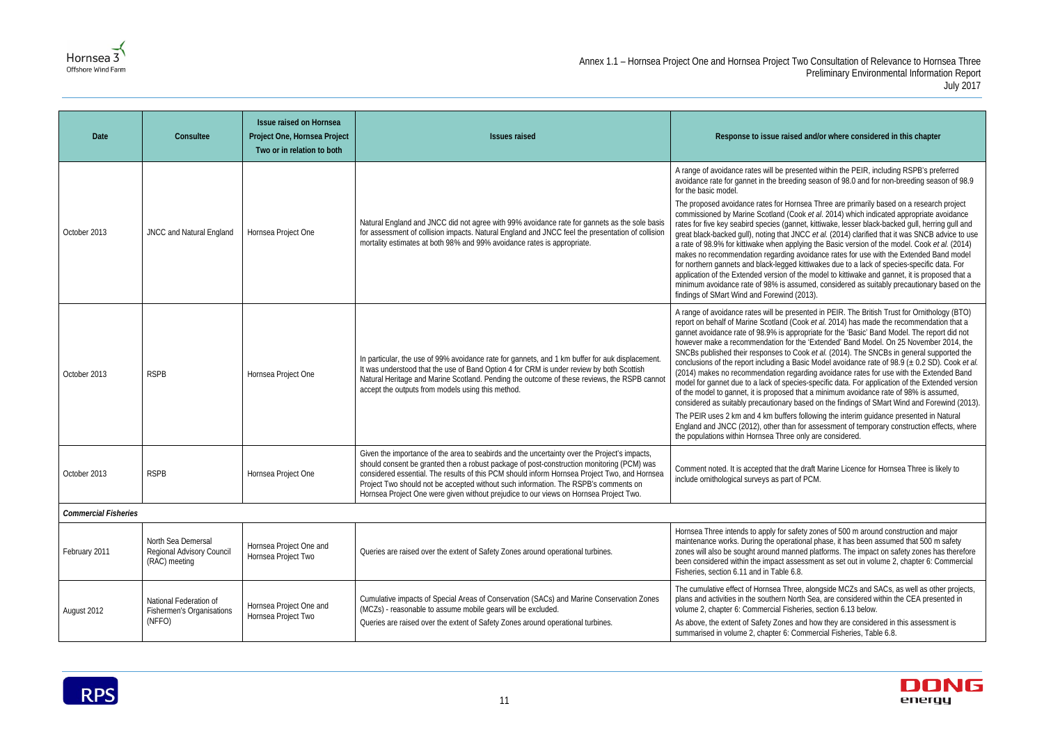| Date | Consultee | Issue raised on Hornsea Project One, Hornsea Project Two or in relation to both | Issues raised | Response to issue raised and/or where considered in this chapter |
|---|---|---|---|---|
| October 2013 | JNCC and Natural England | Hornsea Project One | Natural England and JNCC did not agree with 99% avoidance rate for gannets as the sole basis for assessment of collision impacts. Natural England and JNCC feel the presentation of collision mortality estimates at both 98% and 99% avoidance rates is appropriate. | A range of avoidance rates will be presented within the PEIR, including RSPB's preferred avoidance rate for gannet in the breeding season of 98.0 and for non-breeding season of 98.9 for the basic model.<br><br>The proposed avoidance rates for Hornsea Three are primarily based on a research project commissioned by Marine Scotland (Cook *et al.* 2014) which indicated appropriate avoidance rates for five key seabird species (gannet, kittiwake, lesser black-backed gull, herring gull and great black-backed gull), noting that JNCC *et al.* (2014) clarified that it was SNCB advice to use a rate of 98.9% for kittiwake when applying the Basic version of the model. Cook *et al.* (2014) makes no recommendation regarding avoidance rates for use with the Extended Band model for northern gannets and black-legged kittiwakes due to a lack of species-specific data. For application of the Extended version of the model to kittiwake and gannet, it is proposed that a minimum avoidance rate of 98% is assumed, considered as suitably precautionary based on the findings of SMart Wind and Forewind (2013). |
| October 2013 | RSPB | Hornsea Project One | In particular, the use of 99% avoidance rate for gannets, and 1 km buffer for auk displacement. It was understood that the use of Band Option 4 for CRM is under review by both Scottish Natural Heritage and Marine Scotland. Pending the outcome of these reviews, the RSPB cannot accept the outputs from models using this method. | A range of avoidance rates will be presented in PEIR. The British Trust for Ornithology (BTO) report on behalf of Marine Scotland (Cook *et al.* 2014) has made the recommendation that a gannet avoidance rate of 98.9% is appropriate for the 'Basic' Band Model. The report did not however make a recommendation for the 'Extended' Band Model. On 25 November 2014, the SNCBs published their responses to Cook *et al.* (2014). The SNCBs in general supported the conclusions of the report including a Basic Model avoidance rate of 98.9 (± 0.2 SD). Cook *et al.* (2014) makes no recommendation regarding avoidance rates for use with the Extended Band model for gannet due to a lack of species-specific data. For application of the Extended version of the model to gannet, it is proposed that a minimum avoidance rate of 98% is assumed, considered as suitably precautionary based on the findings of SMart Wind and Forewind (2013).<br><br>The PEIR uses 2 km and 4 km buffers following the interim guidance presented in Natural England and JNCC (2012), other than for assessment of temporary construction effects, where the populations within Hornsea Three only are considered. |
| October 2013 | RSPB | Hornsea Project One | Given the importance of the area to seabirds and the uncertainty over the Project's impacts, should consent be granted then a robust package of post-construction monitoring (PCM) was considered essential. The results of this PCM should inform Hornsea Project Two, and Hornsea Project Two should not be accepted without such information. The RSPB's comments on Hornsea Project One were given without prejudice to our views on Hornsea Project Two. | Comment noted. It is accepted that the draft Marine Licence for Hornsea Three is likely to include ornithological surveys as part of PCM. |
| ***Commercial Fisheries*** | | | | |
| February 2011 | North Sea Demersal Regional Advisory Council (RAC) meeting | Hornsea Project One and Hornsea Project Two | Queries are raised over the extent of Safety Zones around operational turbines. | Hornsea Three intends to apply for safety zones of 500 m around construction and major maintenance works. During the operational phase, it has been assumed that 500 m safety zones will also be sought around manned platforms. The impact on safety zones has therefore been considered within the impact assessment as set out in volume 2, chapter 6: Commercial Fisheries, section 6.11 and in Table 6.8. |
| August 2012 | National Federation of Fishermen's Organisations (NFFO) | Hornsea Project One and Hornsea Project Two | Cumulative impacts of Special Areas of Conservation (SACs) and Marine Conservation Zones (MCZs) - reasonable to assume mobile gears will be excluded.<br><br>Queries are raised over the extent of Safety Zones around operational turbines. | The cumulative effect of Hornsea Three, alongside MCZs and SACs, as well as other projects, plans and activities in the southern North Sea, are considered within the CEA presented in volume 2, chapter 6: Commercial Fisheries, section 6.13 below.<br><br>As above, the extent of Safety Zones and how they are considered in this assessment is summarised in volume 2, chapter 6: Commercial Fisheries, Table 6.8. |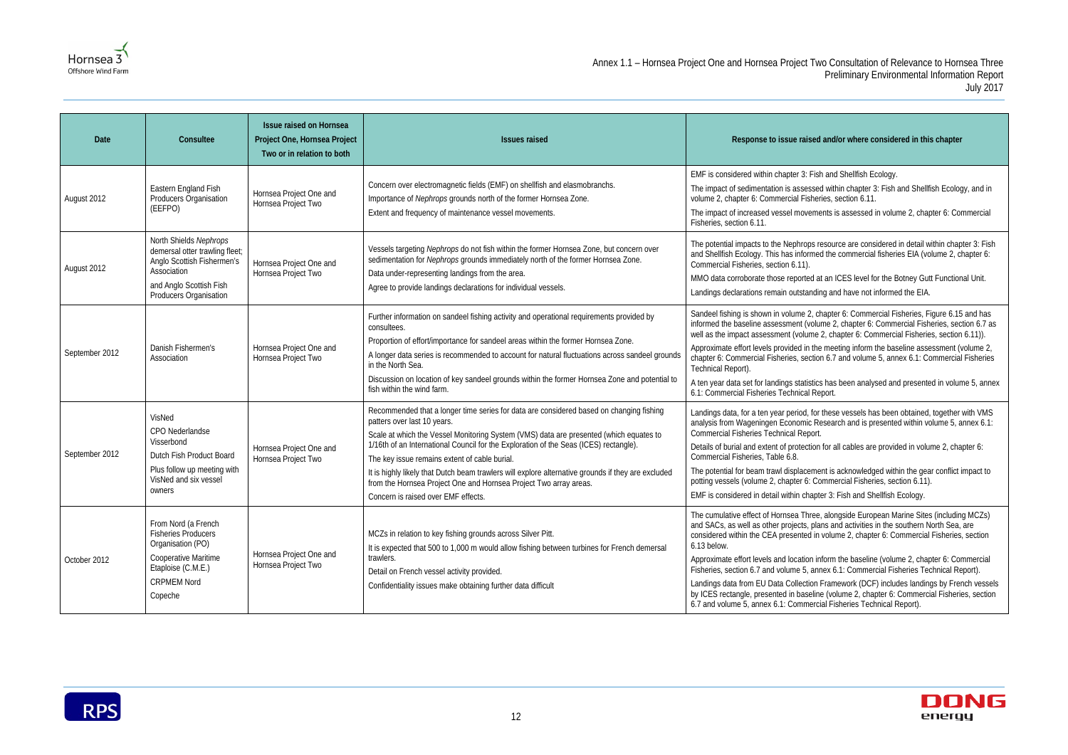| Date | Consultee | Issue raised on Hornsea Project One, Hornsea Project Two or in relation to both | Issues raised | Response to issue raised and/or where considered in this chapter |
|---|---|---|---|---|
| August 2012 | Eastern England Fish Producers Organisation (EEFPO) | Hornsea Project One and Hornsea Project Two | Concern over electromagnetic fields (EMF) on shellfish and elasmobranchs.<br>Importance of *Nephrops* grounds north of the former Hornsea Zone.<br>Extent and frequency of maintenance vessel movements. | EMF is considered within chapter 3: Fish and Shellfish Ecology.<br>The impact of sedimentation is assessed within chapter 3: Fish and Shellfish Ecology, and in volume 2, chapter 6: Commercial Fisheries, section 6.11.<br>The impact of increased vessel movements is assessed in volume 2, chapter 6: Commercial Fisheries, section 6.11. |
| August 2012 | North Shields *Nephrops* demersal otter trawling fleet; Anglo Scottish Fishermen's Association<br>and Anglo Scottish Fish Producers Organisation | Hornsea Project One and Hornsea Project Two | Vessels targeting *Nephrops* do not fish within the former Hornsea Zone, but concern over sedimentation for *Nephrops* grounds immediately north of the former Hornsea Zone.<br>Data under-representing landings from the area.<br>Agree to provide landings declarations for individual vessels. | The potential impacts to the Nephrops resource are considered in detail within chapter 3: Fish and Shellfish Ecology. This has informed the commercial fisheries EIA (volume 2, chapter 6: Commercial Fisheries, section 6.11).<br>MMO data corroborate those reported at an ICES level for the Botney Gutt Functional Unit.<br>Landings declarations remain outstanding and have not informed the EIA. |
| September 2012 | Danish Fishermen's Association | Hornsea Project One and Hornsea Project Two | Further information on sandeel fishing activity and operational requirements provided by consultees.<br>Proportion of effort/importance for sandeel areas within the former Hornsea Zone.<br>A longer data series is recommended to account for natural fluctuations across sandeel grounds in the North Sea.<br>Discussion on location of key sandeel grounds within the former Hornsea Zone and potential to fish within the wind farm. | Sandeel fishing is shown in volume 2, chapter 6: Commercial Fisheries, Figure 6.15 and has informed the baseline assessment (volume 2, chapter 6: Commercial Fisheries, section 6.7 as well as the impact assessment (volume 2, chapter 6: Commercial Fisheries, section 6.11)).<br>Approximate effort levels provided in the meeting inform the baseline assessment (volume 2, chapter 6: Commercial Fisheries, section 6.7 and volume 5, annex 6.1: Commercial Fisheries Technical Report).<br>A ten year data set for landings statistics has been analysed and presented in volume 5, annex 6.1: Commercial Fisheries Technical Report. |
| September 2012 | VisNed<br>CPO Nederlandse Visserbond<br>Dutch Fish Product Board<br>Plus follow up meeting with VisNed and six vessel owners | Hornsea Project One and Hornsea Project Two | Recommended that a longer time series for data are considered based on changing fishing patters over last 10 years.<br>Scale at which the Vessel Monitoring System (VMS) data are presented (which equates to 1/16th of an International Council for the Exploration of the Seas (ICES) rectangle).<br>The key issue remains extent of cable burial.<br>It is highly likely that Dutch beam trawlers will explore alternative grounds if they are excluded from the Hornsea Project One and Hornsea Project Two array areas.<br>Concern is raised over EMF effects. | Landings data, for a ten year period, for these vessels has been obtained, together with VMS analysis from Wageningen Economic Research and is presented within volume 5, annex 6.1: Commercial Fisheries Technical Report.<br>Details of burial and extent of protection for all cables are provided in volume 2, chapter 6: Commercial Fisheries, Table 6.8.<br>The potential for beam trawl displacement is acknowledged within the gear conflict impact to potting vessels (volume 2, chapter 6: Commercial Fisheries, section 6.11).<br>EMF is considered in detail within chapter 3: Fish and Shellfish Ecology. |
| October 2012 | From Nord (a French Fisheries Producers Organisation (PO)<br>Cooperative Maritime Etaploise (C.M.E.)<br>CRPMEM Nord<br>Copeche | Hornsea Project One and Hornsea Project Two | MCZs in relation to key fishing grounds across Silver Pitt.<br>It is expected that 500 to 1,000 m would allow fishing between turbines for French demersal trawlers.<br>Detail on French vessel activity provided.<br>Confidentiality issues make obtaining further data difficult | The cumulative effect of Hornsea Three, alongside European Marine Sites (including MCZs) and SACs, as well as other projects, plans and activities in the southern North Sea, are considered within the CEA presented in volume 2, chapter 6: Commercial Fisheries, section 6.13 below.<br>Approximate effort levels and location inform the baseline (volume 2, chapter 6: Commercial Fisheries, section 6.7 and volume 5, annex 6.1: Commercial Fisheries Technical Report).<br>Landings data from EU Data Collection Framework (DCF) includes landings by French vessels by ICES rectangle, presented in baseline (volume 2, chapter 6: Commercial Fisheries, section 6.7 and volume 5, annex 6.1: Commercial Fisheries Technical Report). |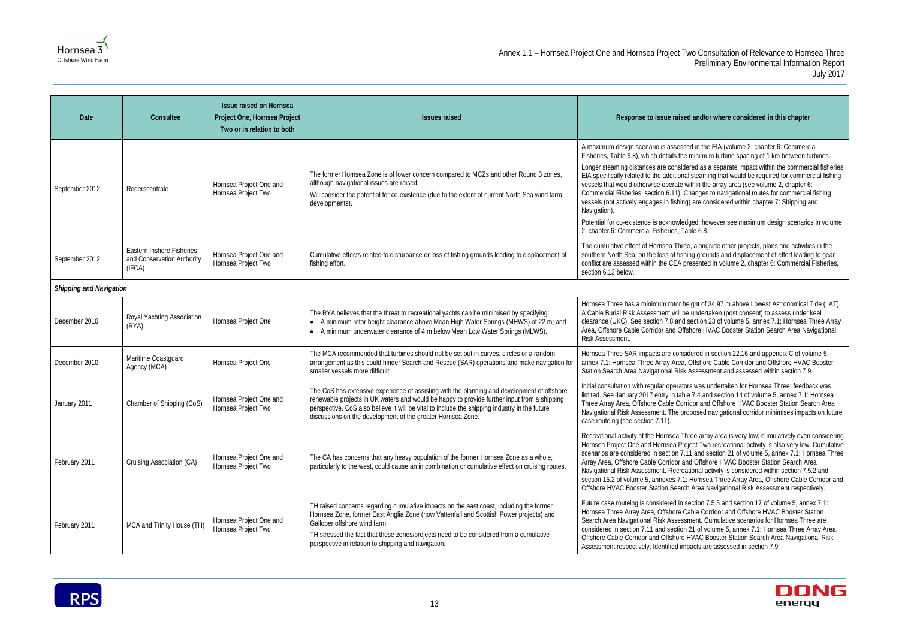| Date | Consultee | Issue raised on Hornsea Project One, Hornsea Project Two or in relation to both | Issues raised | Response to issue raised and/or where considered in this chapter |
|---|---|---|---|---|
| September 2012 | Rederscentrale | Hornsea Project One and Hornsea Project Two | The former Hornsea Zone is of lower concern compared to MCZs and other Round 3 zones, although navigational issues are raised.<br><br>Will consider the potential for co-existence (due to the extent of current North Sea wind farm developments). | A maximum design scenario is assessed in the EIA (volume 2, chapter 6: Commercial Fisheries, Table 6.8), which details the minimum turbine spacing of 1 km between turbines.<br><br>Longer steaming distances are considered as a separate impact within the commercial fisheries EIA specifically related to the additional steaming that would be required for commercial fishing vessels that would otherwise operate within the array area (see volume 2, chapter 6: Commercial Fisheries, section 6.11). Changes to navigational routes for commercial fishing vessels (not actively engages in fishing) are considered within chapter 7: Shipping and Navigation).<br><br>Potential for co-existence is acknowledged; however see maximum design scenarios in volume 2, chapter 6: Commercial Fisheries, Table 6.8. |
| September 2012 | Eastern Inshore Fisheries and Conservation Authority (IFCA) | Hornsea Project One and Hornsea Project Two | Cumulative effects related to disturbance or loss of fishing grounds leading to displacement of fishing effort. | The cumulative effect of Hornsea Three, alongside other projects, plans and activities in the southern North Sea, on the loss of fishing grounds and displacement of effort leading to gear conflict are assessed within the CEA presented in volume 2, chapter 6: Commercial Fisheries, section 6.13 below. |
| ***Shipping and Navigation*** | | | | |
| December 2010 | Royal Yachting Association (RYA) | Hornsea Project One | The RYA believes that the threat to recreational yachts can be minimised by specifying:<br>• A minimum rotor height clearance above Mean High Water Springs (MHWS) of 22 m; and<br>• A minimum underwater clearance of 4 m below Mean Low Water Springs (MLWS). | Hornsea Three has a minimum rotor height of 34.97 m above Lowest Astronomical Tide (LAT). A Cable Burial Risk Assessment will be undertaken (post consent) to assess under keel clearance (UKC). See section 7.8 and section 23 of volume 5, annex 7.1: Hornsea Three Array Area, Offshore Cable Corridor and Offshore HVAC Booster Station Search Area Navigational Risk Assessment. |
| December 2010 | Maritime Coastguard Agency (MCA) | Hornsea Project One | The MCA recommended that turbines should not be set out in curves, circles or a random arrangement as this could hinder Search and Rescue (SAR) operations and make navigation for smaller vessels more difficult. | Hornsea Three SAR impacts are considered in section 22.16 and appendix C of volume 5, annex 7.1: Hornsea Three Array Area, Offshore Cable Corridor and Offshore HVAC Booster Station Search Area Navigational Risk Assessment and assessed within section 7.9. |
| January 2011 | Chamber of Shipping (CoS) | Hornsea Project One and Hornsea Project Two | The CoS has extensive experience of assisting with the planning and development of offshore renewable projects in UK waters and would be happy to provide further input from a shipping perspective. CoS also believe it will be vital to include the shipping industry in the future discussions on the development of the greater Hornsea Zone. | Initial consultation with regular operators was undertaken for Hornsea Three; feedback was limited. See January 2017 entry in table 7.4 and section 14 of volume 5, annex 7.1: Hornsea Three Array Area, Offshore Cable Corridor and Offshore HVAC Booster Station Search Area Navigational Risk Assessment. The proposed navigational corridor minimises impacts on future case routeing (see section 7.11). |
| February 2011 | Cruising Association (CA) | Hornsea Project One and Hornsea Project Two | The CA has concerns that any heavy population of the former Hornsea Zone as a whole, particularly to the west, could cause an in combination or cumulative effect on cruising routes. | Recreational activity at the Hornsea Three array area is very low; cumulatively even considering Hornsea Project One and Hornsea Project Two recreational activity is also very low. Cumulative scenarios are considered in section 7.11 and section 21 of volume 5, annex 7.1: Hornsea Three Array Area, Offshore Cable Corridor and Offshore HVAC Booster Station Search Area Navigational Risk Assessment. Recreational activity is considered within section 7.5.2 and section 15.2 of volume 5, annexes 7.1: Hornsea Three Array Area, Offshore Cable Corridor and Offshore HVAC Booster Station Search Area Navigational Risk Assessment respectively. |
| February 2011 | MCA and Trinity House (TH) | Hornsea Project One and Hornsea Project Two | TH raised concerns regarding cumulative impacts on the east coast, including the former Hornsea Zone, former East Anglia Zone (now Vattenfall and Scottish Power projects) and Galloper offshore wind farm.<br><br>TH stressed the fact that these zones/projects need to be considered from a cumulative perspective in relation to shipping and navigation. | Future case routeing is considered in section 7.5.5 and section 17 of volume 5, annex 7.1: Hornsea Three Array Area, Offshore Cable Corridor and Offshore HVAC Booster Station Search Area Navigational Risk Assessment. Cumulative scenarios for Hornsea Three are considered in section 7.11 and section 21 of volume 5, annex 7.1: Hornsea Three Array Area, Offshore Cable Corridor and Offshore HVAC Booster Station Search Area Navigational Risk Assessment respectively. Identified impacts are assessed in section 7.9. |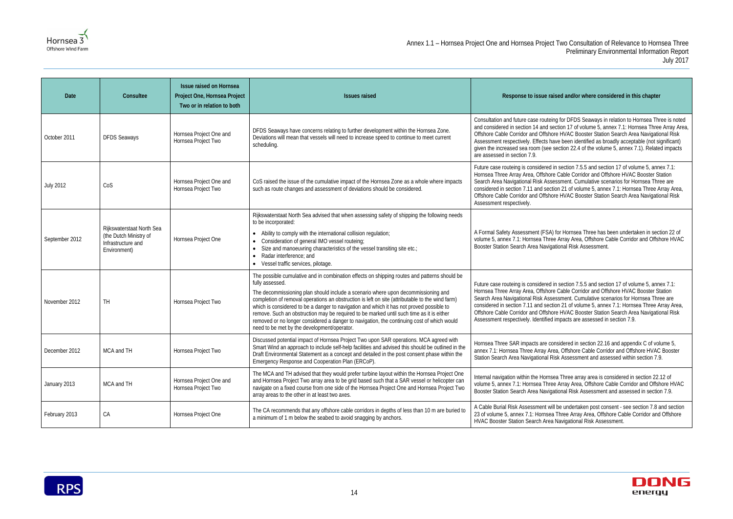| Date | Consultee | Issue raised on Hornsea Project One, Hornsea Project Two or in relation to both | Issues raised | Response to issue raised and/or where considered in this chapter |
|---|---|---|---|---|
| October 2011 | DFDS Seaways | Hornsea Project One and Hornsea Project Two | DFDS Seaways have concerns relating to further development within the Hornsea Zone. Deviations will mean that vessels will need to increase speed to continue to meet current scheduling. | Consultation and future case routeing for DFDS Seaways in relation to Hornsea Three is noted and considered in section 14 and section 17 of volume 5, annex 7.1: Hornsea Three Array Area, Offshore Cable Corridor and Offshore HVAC Booster Station Search Area Navigational Risk Assessment respectively. Effects have been identified as broadly acceptable (not significant) given the increased sea room (see section 22.4 of the volume 5, annex 7.1). Related impacts are assessed in section 7.9. |
| July 2012 | CoS | Hornsea Project One and Hornsea Project Two | CoS raised the issue of the cumulative impact of the Hornsea Zone as a whole where impacts such as route changes and assessment of deviations should be considered. | Future case routeing is considered in section 7.5.5 and section 17 of volume 5, annex 7.1: Hornsea Three Array Area, Offshore Cable Corridor and Offshore HVAC Booster Station Search Area Navigational Risk Assessment. Cumulative scenarios for Hornsea Three are considered in section 7.11 and section 21 of volume 5, annex 7.1: Hornsea Three Array Area, Offshore Cable Corridor and Offshore HVAC Booster Station Search Area Navigational Risk Assessment respectively. |
| September 2012 | Rijkswaterstaat North Sea (the Dutch Ministry of Infrastructure and Environment) | Hornsea Project One | Rijkswaterstaat North Sea advised that when assessing safety of shipping the following needs to be incorporated:<br>• Ability to comply with the international collision regulation;<br>• Consideration of general IMO vessel routeing;<br>• Size and manoeuvring characteristics of the vessel transiting site etc.;<br>• Radar interference; and<br>• Vessel traffic services, pilotage. | A Formal Safety Assessment (FSA) for Hornsea Three has been undertaken in section 22 of volume 5, annex 7.1: Hornsea Three Array Area, Offshore Cable Corridor and Offshore HVAC Booster Station Search Area Navigational Risk Assessment. |
| November 2012 | TH | Hornsea Project Two | The possible cumulative and in combination effects on shipping routes and patterns should be fully assessed.<br>The decommissioning plan should include a scenario where upon decommissioning and completion of removal operations an obstruction is left on site (attributable to the wind farm) which is considered to be a danger to navigation and which it has not proved possible to remove. Such an obstruction may be required to be marked until such time as it is either removed or no longer considered a danger to navigation, the continuing cost of which would need to be met by the development/operator. | Future case routeing is considered in section 7.5.5 and section 17 of volume 5, annex 7.1: Hornsea Three Array Area, Offshore Cable Corridor and Offshore HVAC Booster Station Search Area Navigational Risk Assessment. Cumulative scenarios for Hornsea Three are considered in section 7.11 and section 21 of volume 5, annex 7.1: Hornsea Three Array Area, Offshore Cable Corridor and Offshore HVAC Booster Station Search Area Navigational Risk Assessment respectively. Identified impacts are assessed in section 7.9. |
| December 2012 | MCA and TH | Hornsea Project Two | Discussed potential impact of Hornsea Project Two upon SAR operations. MCA agreed with Smart Wind an approach to include self-help facilities and advised this should be outlined in the Draft Environmental Statement as a concept and detailed in the post consent phase within the Emergency Response and Cooperation Plan (ERCoP). | Hornsea Three SAR impacts are considered in section 22.16 and appendix C of volume 5, annex 7.1: Hornsea Three Array Area, Offshore Cable Corridor and Offshore HVAC Booster Station Search Area Navigational Risk Assessment and assessed within section 7.9. |
| January 2013 | MCA and TH | Hornsea Project One and Hornsea Project Two | The MCA and TH advised that they would prefer turbine layout within the Hornsea Project One and Hornsea Project Two array area to be grid based such that a SAR vessel or helicopter can navigate on a fixed course from one side of the Hornsea Project One and Hornsea Project Two array areas to the other in at least two axes. | Internal navigation within the Hornsea Three array area is considered in section 22.12 of volume 5, annex 7.1: Hornsea Three Array Area, Offshore Cable Corridor and Offshore HVAC Booster Station Search Area Navigational Risk Assessment and assessed in section 7.9. |
| February 2013 | CA | Hornsea Project One | The CA recommends that any offshore cable corridors in depths of less than 10 m are buried to a minimum of 1 m below the seabed to avoid snagging by anchors. | A Cable Burial Risk Assessment will be undertaken post consent - see section 7.8 and section 23 of volume 5, annex 7.1: Hornsea Three Array Area, Offshore Cable Corridor and Offshore HVAC Booster Station Search Area Navigational Risk Assessment. |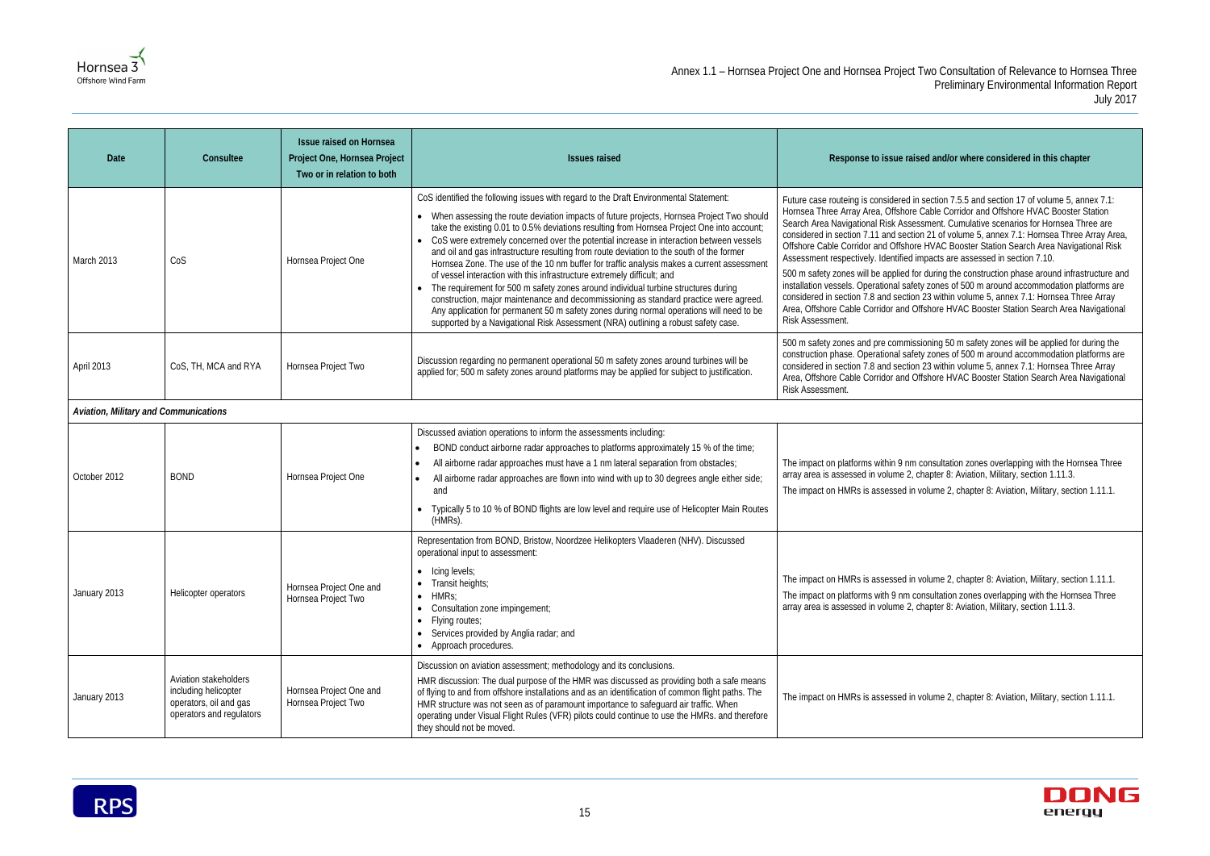| Date | Consultee | Issue raised on Hornsea Project One, Hornsea Project Two or in relation to both | Issues raised | Response to issue raised and/or where considered in this chapter |
|---|---|---|---|---|
| March 2013 | CoS | Hornsea Project One | CoS identified the following issues with regard to the Draft Environmental Statement:<br>• When assessing the route deviation impacts of future projects, Hornsea Project Two should take the existing 0.01 to 0.5% deviations resulting from Hornsea Project One into account;<br>• CoS were extremely concerned over the potential increase in interaction between vessels and oil and gas infrastructure resulting from route deviation to the south of the former Hornsea Zone. The use of the 10 nm buffer for traffic analysis makes a current assessment of vessel interaction with this infrastructure extremely difficult; and<br>• The requirement for 500 m safety zones around individual turbine structures during construction, major maintenance and decommissioning as standard practice were agreed. Any application for permanent 50 m safety zones during normal operations will need to be supported by a Navigational Risk Assessment (NRA) outlining a robust safety case. | Future case routeing is considered in section 7.5.5 and section 17 of volume 5, annex 7.1: Hornsea Three Array Area, Offshore Cable Corridor and Offshore HVAC Booster Station Search Area Navigational Risk Assessment. Cumulative scenarios for Hornsea Three are considered in section 7.11 and section 21 of volume 5, annex 7.1: Hornsea Three Array Area, Offshore Cable Corridor and Offshore HVAC Booster Station Search Area Navigational Risk Assessment respectively. Identified impacts are assessed in section 7.10.<br>500 m safety zones will be applied for during the construction phase around infrastructure and installation vessels. Operational safety zones of 500 m around accommodation platforms are considered in section 7.8 and section 23 within volume 5, annex 7.1: Hornsea Three Array Area, Offshore Cable Corridor and Offshore HVAC Booster Station Search Area Navigational Risk Assessment. |
| April 2013 | CoS, TH, MCA and RYA | Hornsea Project Two | Discussion regarding no permanent operational 50 m safety zones around turbines will be applied for; 500 m safety zones around platforms may be applied for subject to justification. | 500 m safety zones and pre commissioning 50 m safety zones will be applied for during the construction phase. Operational safety zones of 500 m around accommodation platforms are considered in section 7.8 and section 23 within volume 5, annex 7.1: Hornsea Three Array Area, Offshore Cable Corridor and Offshore HVAC Booster Station Search Area Navigational Risk Assessment. |
| ***Aviation, Military and Communications*** | | | | |
| October 2012 | BOND | Hornsea Project One | Discussed aviation operations to inform the assessments including:<br>• BOND conduct airborne radar approaches to platforms approximately 15 % of the time;<br>• All airborne radar approaches must have a 1 nm lateral separation from obstacles;<br>• All airborne radar approaches are flown into wind with up to 30 degrees angle either side; and<br>• Typically 5 to 10 % of BOND flights are low level and require use of Helicopter Main Routes (HMRs). | The impact on platforms within 9 nm consultation zones overlapping with the Hornsea Three array area is assessed in volume 2, chapter 8: Aviation, Military, section 1.11.3.<br>The impact on HMRs is assessed in volume 2, chapter 8: Aviation, Military, section 1.11.1. |
| January 2013 | Helicopter operators | Hornsea Project One and Hornsea Project Two | Representation from BOND, Bristow, Noordzee Helikopters Vlaaderen (NHV). Discussed operational input to assessment:<br>• Icing levels;<br>• Transit heights;<br>• HMRs;<br>• Consultation zone impingement;<br>• Flying routes;<br>• Services provided by Anglia radar; and<br>• Approach procedures. | The impact on HMRs is assessed in volume 2, chapter 8: Aviation, Military, section 1.11.1.<br>The impact on platforms with 9 nm consultation zones overlapping with the Hornsea Three array area is assessed in volume 2, chapter 8: Aviation, Military, section 1.11.3. |
| January 2013 | Aviation stakeholders including helicopter operators, oil and gas operators and regulators | Hornsea Project One and Hornsea Project Two | Discussion on aviation assessment; methodology and its conclusions.<br>HMR discussion: The dual purpose of the HMR was discussed as providing both a safe means of flying to and from offshore installations and as an identification of common flight paths. The HMR structure was not seen as of paramount importance to safeguard air traffic. When operating under Visual Flight Rules (VFR) pilots could continue to use the HMRs. and therefore they should not be moved. | The impact on HMRs is assessed in volume 2, chapter 8: Aviation, Military, section 1.11.1. |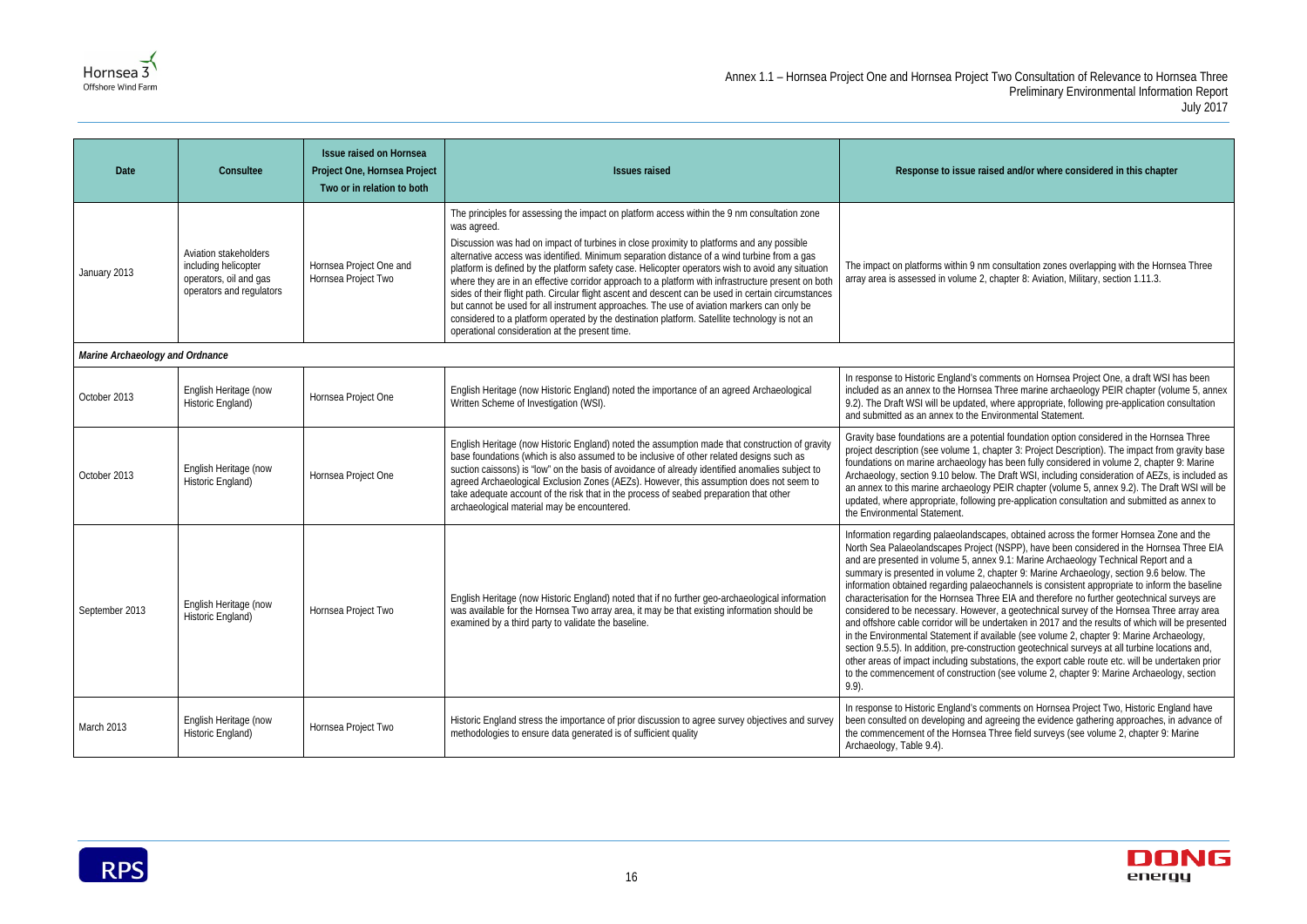| Date | Consultee | Issue raised on Hornsea Project One, Hornsea Project Two or in relation to both | Issues raised | Response to issue raised and/or where considered in this chapter |
|---|---|---|---|---|
| January 2013 | Aviation stakeholders including helicopter operators, oil and gas operators and regulators | Hornsea Project One and Hornsea Project Two | The principles for assessing the impact on platform access within the 9 nm consultation zone was agreed. Discussion was had on impact of turbines in close proximity to platforms and any possible alternative access was identified. Minimum separation distance of a wind turbine from a gas platform is defined by the platform safety case. Helicopter operators wish to avoid any situation where they are in an effective corridor approach to a platform with infrastructure present on both sides of their flight path. Circular flight ascent and descent can be used in certain circumstances but cannot be used for all instrument approaches. The use of aviation markers can only be considered to a platform operated by the destination platform. Satellite technology is not an operational consideration at the present time. | The impact on platforms within 9 nm consultation zones overlapping with the Hornsea Three array area is assessed in volume 2, chapter 8: Aviation, Military, section 1.11.3. |
| ***Marine Archaeology and Ordnance*** | | | | |
| October 2013 | English Heritage (now Historic England) | Hornsea Project One | English Heritage (now Historic England) noted the importance of an agreed Archaeological Written Scheme of Investigation (WSI). | In response to Historic England's comments on Hornsea Project One, a draft WSI has been included as an annex to the Hornsea Three marine archaeology PEIR chapter (volume 5, annex 9.2). The Draft WSI will be updated, where appropriate, following pre-application consultation and submitted as an annex to the Environmental Statement. |
| October 2013 | English Heritage (now Historic England) | Hornsea Project One | English Heritage (now Historic England) noted the assumption made that construction of gravity base foundations (which is also assumed to be inclusive of other related designs such as suction caissons) is "low" on the basis of avoidance of already identified anomalies subject to agreed Archaeological Exclusion Zones (AEZs). However, this assumption does not seem to take adequate account of the risk that in the process of seabed preparation that other archaeological material may be encountered. | Gravity base foundations are a potential foundation option considered in the Hornsea Three project description (see volume 1, chapter 3: Project Description). The impact from gravity base foundations on marine archaeology has been fully considered in volume 2, chapter 9: Marine Archaeology, section 9.10 below. The Draft WSI, including consideration of AEZs, is included as an annex to this marine archaeology PEIR chapter (volume 5, annex 9.2). The Draft WSI will be updated, where appropriate, following pre-application consultation and submitted as annex to the Environmental Statement. |
| September 2013 | English Heritage (now Historic England) | Hornsea Project Two | English Heritage (now Historic England) noted that if no further geo-archaeological information was available for the Hornsea Two array area, it may be that existing information should be examined by a third party to validate the baseline. | Information regarding palaeolandscapes, obtained across the former Hornsea Zone and the North Sea Palaeolandscapes Project (NSPP), have been considered in the Hornsea Three EIA and are presented in volume 5, annex 9.1: Marine Archaeology Technical Report and a summary is presented in volume 2, chapter 9: Marine Archaeology, section 9.6 below. The information obtained regarding palaeochannels is consistent appropriate to inform the baseline characterisation for the Hornsea Three EIA and therefore no further geotechnical surveys are considered to be necessary. However, a geotechnical survey of the Hornsea Three array area and offshore cable corridor will be undertaken in 2017 and the results of which will be presented in the Environmental Statement if available (see volume 2, chapter 9: Marine Archaeology, section 9.5.5). In addition, pre-construction geotechnical surveys at all turbine locations and, other areas of impact including substations, the export cable route etc. will be undertaken prior to the commencement of construction (see volume 2, chapter 9: Marine Archaeology, section 9.9). |
| March 2013 | English Heritage (now Historic England) | Hornsea Project Two | Historic England stress the importance of prior discussion to agree survey objectives and survey methodologies to ensure data generated is of sufficient quality | In response to Historic England's comments on Hornsea Project Two, Historic England have been consulted on developing and agreeing the evidence gathering approaches, in advance of the commencement of the Hornsea Three field surveys (see volume 2, chapter 9: Marine Archaeology, Table 9.4). |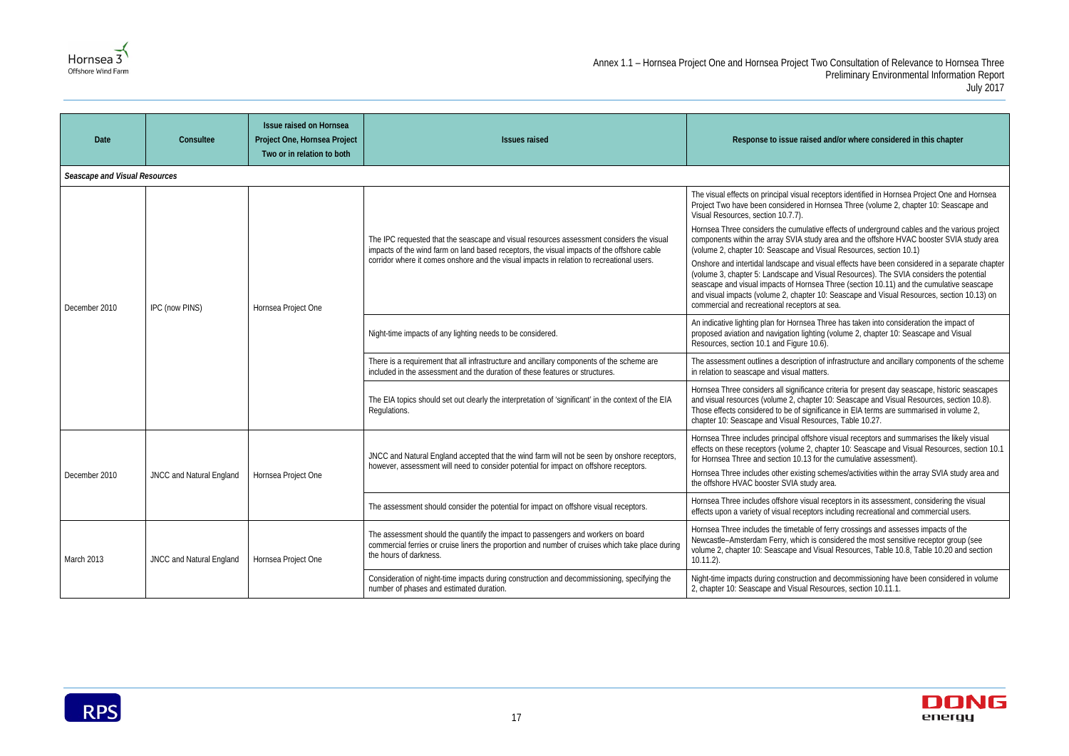| Date | Consultee | Issue raised on Hornsea Project One, Hornsea Project Two or in relation to both | Issues raised | Response to issue raised and/or where considered in this chapter |
|---|---|---|---|---|
| *Seascape and Visual Resources* | | | | |
| December 2010 | IPC (now PINS) | Hornsea Project One | The IPC requested that the seascape and visual resources assessment considers the visual impacts of the wind farm on land based receptors, the visual impacts of the offshore cable corridor where it comes onshore and the visual impacts in relation to recreational users. | The visual effects on principal visual receptors identified in Hornsea Project One and Hornsea Project Two have been considered in Hornsea Three (volume 2, chapter 10: Seascape and Visual Resources, section 10.7.7). Hornsea Three considers the cumulative effects of underground cables and the various project components within the array SVIA study area and the offshore HVAC booster SVIA study area (volume 2, chapter 10: Seascape and Visual Resources, section 10.1) Onshore and intertidal landscape and visual effects have been considered in a separate chapter (volume 3, chapter 5: Landscape and Visual Resources). The SVIA considers the potential seascape and visual impacts of Hornsea Three (section 10.11) and the cumulative seascape and visual impacts (volume 2, chapter 10: Seascape and Visual Resources, section 10.13) on commercial and recreational receptors at sea. |
| | | | Night-time impacts of any lighting needs to be considered. | An indicative lighting plan for Hornsea Three has taken into consideration the impact of proposed aviation and navigation lighting (volume 2, chapter 10: Seascape and Visual Resources, section 10.1 and Figure 10.6). |
| | | | There is a requirement that all infrastructure and ancillary components of the scheme are included in the assessment and the duration of these features or structures. | The assessment outlines a description of infrastructure and ancillary components of the scheme in relation to seascape and visual matters. |
| | | | The EIA topics should set out clearly the interpretation of 'significant' in the context of the EIA Regulations. | Hornsea Three considers all significance criteria for present day seascape, historic seascapes and visual resources (volume 2, chapter 10: Seascape and Visual Resources, section 10.8). Those effects considered to be of significance in EIA terms are summarised in volume 2, chapter 10: Seascape and Visual Resources, Table 10.27. |
| December 2010 | JNCC and Natural England | Hornsea Project One | JNCC and Natural England accepted that the wind farm will not be seen by onshore receptors, however, assessment will need to consider potential for impact on offshore receptors. | Hornsea Three includes principal offshore visual receptors and summarises the likely visual effects on these receptors (volume 2, chapter 10: Seascape and Visual Resources, section 10.1 for Hornsea Three and section 10.13 for the cumulative assessment). Hornsea Three includes other existing schemes/activities within the array SVIA study area and the offshore HVAC booster SVIA study area. |
| | | | The assessment should consider the potential for impact on offshore visual receptors. | Hornsea Three includes offshore visual receptors in its assessment, considering the visual effects upon a variety of visual receptors including recreational and commercial users. |
| March 2013 | JNCC and Natural England | Hornsea Project One | The assessment should the quantify the impact to passengers and workers on board commercial ferries or cruise liners the proportion and number of cruises which take place during the hours of darkness. | Hornsea Three includes the timetable of ferry crossings and assesses impacts of the Newcastle–Amsterdam Ferry, which is considered the most sensitive receptor group (see volume 2, chapter 10: Seascape and Visual Resources, Table 10.8, Table 10.20 and section 10.11.2). |
| | | | Consideration of night-time impacts during construction and decommissioning, specifying the number of phases and estimated duration. | Night-time impacts during construction and decommissioning have been considered in volume 2, chapter 10: Seascape and Visual Resources, section 10.11.1. |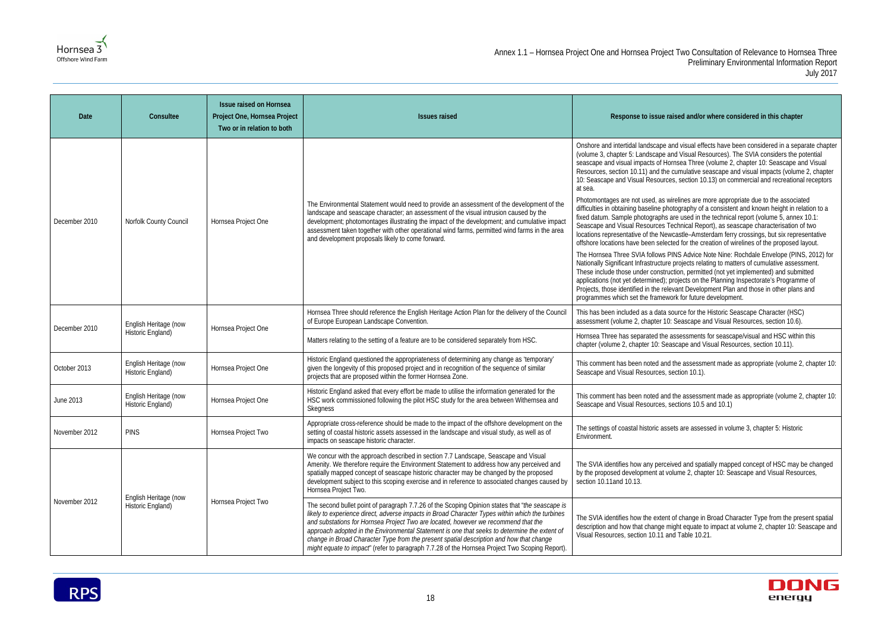| Date | Consultee | Issue raised on Hornsea Project One, Hornsea Project Two or in relation to both | Issues raised | Response to issue raised and/or where considered in this chapter |
|---|---|---|---|---|
| December 2010 | Norfolk County Council | Hornsea Project One | The Environmental Statement would need to provide an assessment of the development of the landscape and seascape character; an assessment of the visual intrusion caused by the development; photomontages illustrating the impact of the development; and cumulative impact assessment taken together with other operational wind farms, permitted wind farms in the area and development proposals likely to come forward. | Onshore and intertidal landscape and visual effects have been considered in a separate chapter (volume 3, chapter 5: Landscape and Visual Resources). The SVIA considers the potential seascape and visual impacts of Hornsea Three (volume 2, chapter 10: Seascape and Visual Resources, section 10.11) and the cumulative seascape and visual impacts (volume 2, chapter 10: Seascape and Visual Resources, section 10.13) on commercial and recreational receptors at sea.<br><br>Photomontages are not used, as wirelines are more appropriate due to the associated difficulties in obtaining baseline photography of a consistent and known height in relation to a fixed datum. Sample photographs are used in the technical report (volume 5, annex 10.1: Seascape and Visual Resources Technical Report), as seascape characterisation of two locations representative of the Newcastle–Amsterdam ferry crossings, but six representative offshore locations have been selected for the creation of wirelines of the proposed layout.<br><br>The Hornsea Three SVIA follows PINS Advice Note Nine: Rochdale Envelope (PINS, 2012) for Nationally Significant Infrastructure projects relating to matters of cumulative assessment. These include those under construction, permitted (not yet implemented) and submitted applications (not yet determined); projects on the Planning Inspectorate's Programme of Projects, those identified in the relevant Development Plan and those in other plans and programmes which set the framework for future development. |
| December 2010 | English Heritage (now Historic England) | Hornsea Project One | Hornsea Three should reference the English Heritage Action Plan for the delivery of the Council of Europe European Landscape Convention. | This has been included as a data source for the Historic Seascape Character (HSC) assessment (volume 2, chapter 10: Seascape and Visual Resources, section 10.6). |
| | | | Matters relating to the setting of a feature are to be considered separately from HSC. | Hornsea Three has separated the assessments for seascape/visual and HSC within this chapter (volume 2, chapter 10: Seascape and Visual Resources, section 10.11). |
| October 2013 | English Heritage (now Historic England) | Hornsea Project One | Historic England questioned the appropriateness of determining any change as 'temporary' given the longevity of this proposed project and in recognition of the sequence of similar projects that are proposed within the former Hornsea Zone. | This comment has been noted and the assessment made as appropriate (volume 2, chapter 10: Seascape and Visual Resources, section 10.1). |
| June 2013 | English Heritage (now Historic England) | Hornsea Project One | Historic England asked that every effort be made to utilise the information generated for the HSC work commissioned following the pilot HSC study for the area between Withernsea and Skegness | This comment has been noted and the assessment made as appropriate (volume 2, chapter 10: Seascape and Visual Resources, sections 10.5 and 10.1) |
| November 2012 | PINS | Hornsea Project Two | Appropriate cross-reference should be made to the impact of the offshore development on the setting of coastal historic assets assessed in the landscape and visual study, as well as of impacts on seascape historic character. | The settings of coastal historic assets are assessed in volume 3, chapter 5: Historic Environment. |
| November 2012 | English Heritage (now Historic England) | Hornsea Project Two | We concur with the approach described in section 7.7 Landscape, Seascape and Visual Amenity. We therefore require the Environment Statement to address how any perceived and spatially mapped concept of seascape historic character may be changed by the proposed development subject to this scoping exercise and in reference to associated changes caused by Hornsea Project Two. | The SVIA identifies how any perceived and spatially mapped concept of HSC may be changed by the proposed development at volume 2, chapter 10: Seascape and Visual Resources, section 10.11and 10.13. |
| | | | The second bullet point of paragraph 7.7.26 of the Scoping Opinion states that "*the seascape is likely to experience direct, adverse impacts in Broad Character Types within which the turbines and substations for Hornsea Project Two are located, however we recommend that the approach adopted in the Environmental Statement is one that seeks to determine the extent of change in Broad Character Type from the present spatial description and how that change might equate to impact*" (refer to paragraph 7.7.28 of the Hornsea Project Two Scoping Report). | The SVIA identifies how the extent of change in Broad Character Type from the present spatial description and how that change might equate to impact at volume 2, chapter 10: Seascape and Visual Resources, section 10.11 and Table 10.21. |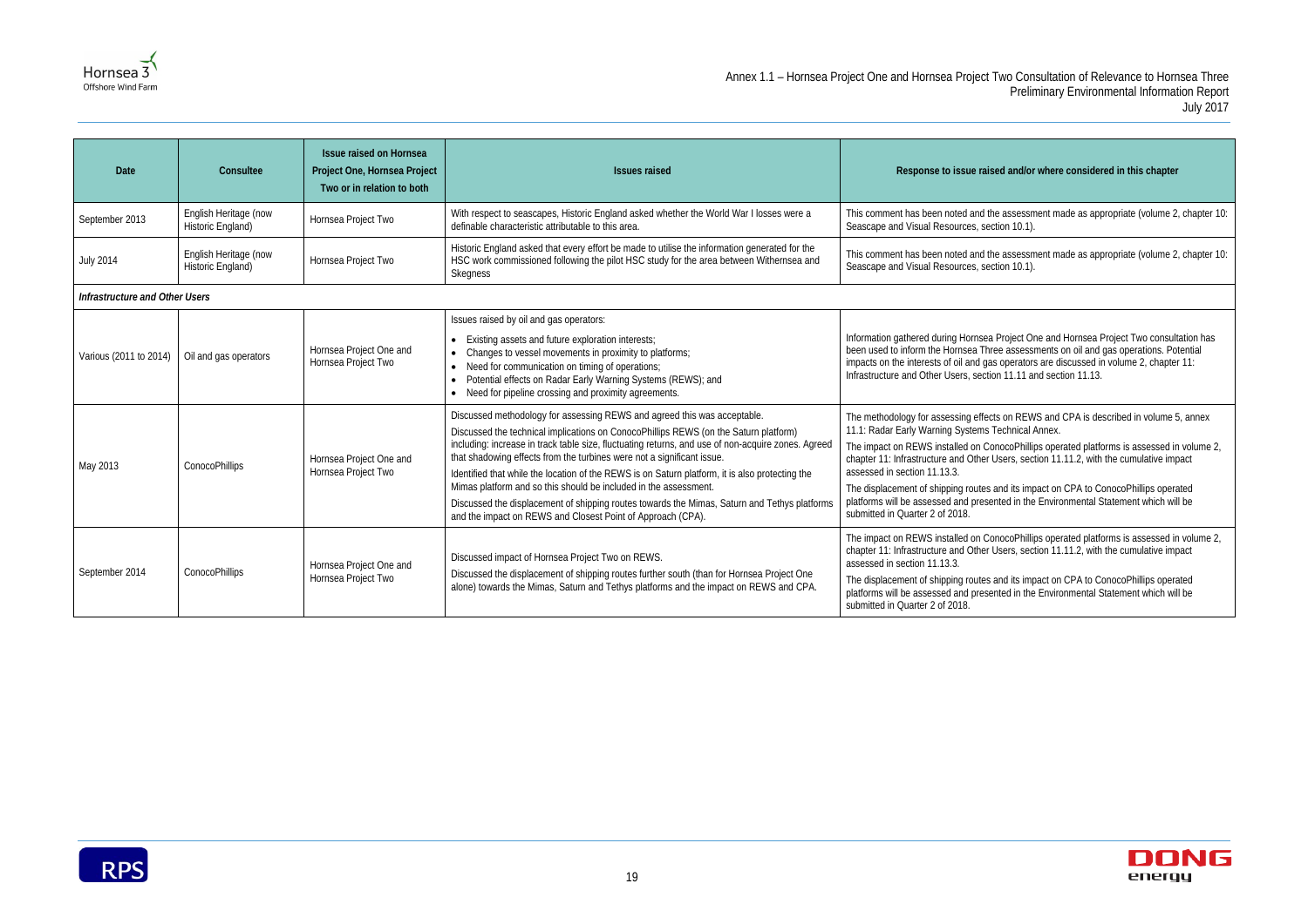| Date | Consultee | Issue raised on Hornsea Project One, Hornsea Project Two or in relation to both | Issues raised | Response to issue raised and/or where considered in this chapter |
|---|---|---|---|---|
| September 2013 | English Heritage (now Historic England) | Hornsea Project Two | With respect to seascapes, Historic England asked whether the World War I losses were a definable characteristic attributable to this area. | This comment has been noted and the assessment made as appropriate (volume 2, chapter 10: Seascape and Visual Resources, section 10.1). |
| July 2014 | English Heritage (now Historic England) | Hornsea Project Two | Historic England asked that every effort be made to utilise the information generated for the HSC work commissioned following the pilot HSC study for the area between Withernsea and Skegness | This comment has been noted and the assessment made as appropriate (volume 2, chapter 10: Seascape and Visual Resources, section 10.1). |
| ***Infrastructure and Other Users*** | | | | |
| Various (2011 to 2014) | Oil and gas operators | Hornsea Project One and Hornsea Project Two | Issues raised by oil and gas operators:<br>• Existing assets and future exploration interests;<br>• Changes to vessel movements in proximity to platforms;<br>• Need for communication on timing of operations;<br>• Potential effects on Radar Early Warning Systems (REWS); and<br>• Need for pipeline crossing and proximity agreements. | Information gathered during Hornsea Project One and Hornsea Project Two consultation has been used to inform the Hornsea Three assessments on oil and gas operations. Potential impacts on the interests of oil and gas operators are discussed in volume 2, chapter 11: Infrastructure and Other Users, section 11.11 and section 11.13. |
| May 2013 | ConocoPhillips | Hornsea Project One and Hornsea Project Two | Discussed methodology for assessing REWS and agreed this was acceptable.<br>Discussed the technical implications on ConocoPhillips REWS (on the Saturn platform) including: increase in track table size, fluctuating returns, and use of non-acquire zones. Agreed that shadowing effects from the turbines were not a significant issue.<br>Identified that while the location of the REWS is on Saturn platform, it is also protecting the Mimas platform and so this should be included in the assessment.<br>Discussed the displacement of shipping routes towards the Mimas, Saturn and Tethys platforms and the impact on REWS and Closest Point of Approach (CPA). | The methodology for assessing effects on REWS and CPA is described in volume 5, annex 11.1: Radar Early Warning Systems Technical Annex.<br>The impact on REWS installed on ConocoPhillips operated platforms is assessed in volume 2, chapter 11: Infrastructure and Other Users, section 11.11.2, with the cumulative impact assessed in section 11.13.3.<br>The displacement of shipping routes and its impact on CPA to ConocoPhillips operated platforms will be assessed and presented in the Environmental Statement which will be submitted in Quarter 2 of 2018. |
| September 2014 | ConocoPhillips | Hornsea Project One and Hornsea Project Two | Discussed impact of Hornsea Project Two on REWS.<br>Discussed the displacement of shipping routes further south (than for Hornsea Project One alone) towards the Mimas, Saturn and Tethys platforms and the impact on REWS and CPA. | The impact on REWS installed on ConocoPhillips operated platforms is assessed in volume 2, chapter 11: Infrastructure and Other Users, section 11.11.2, with the cumulative impact assessed in section 11.13.3.<br>The displacement of shipping routes and its impact on CPA to ConocoPhillips operated platforms will be assessed and presented in the Environmental Statement which will be submitted in Quarter 2 of 2018. |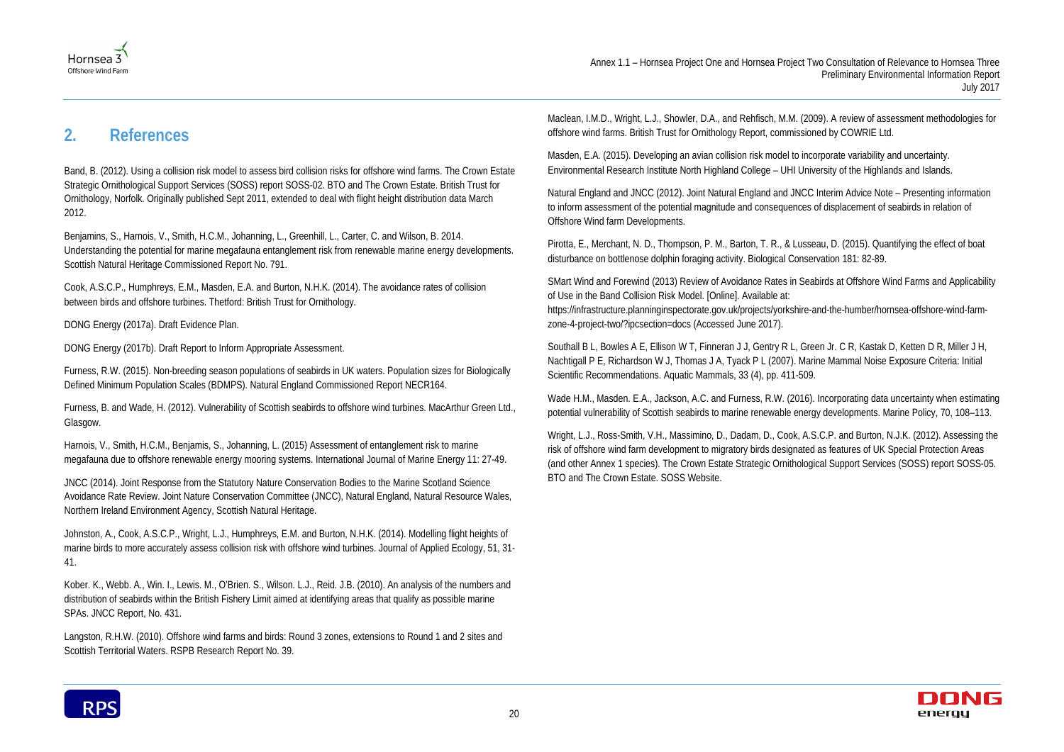## 2. References

Band, B. (2012). Using a collision risk model to assess bird collision risks for offshore wind farms. The Crown Estate Strategic Ornithological Support Services (SOSS) report SOSS-02. BTO and The Crown Estate. British Trust for Ornithology, Norfolk. Originally published Sept 2011, extended to deal with flight height distribution data March 2012.

Benjamins, S., Harnois, V., Smith, H.C.M., Johanning, L., Greenhill, L., Carter, C. and Wilson, B. 2014. Understanding the potential for marine megafauna entanglement risk from renewable marine energy developments. Scottish Natural Heritage Commissioned Report No. 791.

Cook, A.S.C.P., Humphreys, E.M., Masden, E.A. and Burton, N.H.K. (2014). The avoidance rates of collision between birds and offshore turbines. Thetford: British Trust for Ornithology.

DONG Energy (2017a). Draft Evidence Plan.

DONG Energy (2017b). Draft Report to Inform Appropriate Assessment.

Furness, R.W. (2015). Non-breeding season populations of seabirds in UK waters. Population sizes for Biologically Defined Minimum Population Scales (BDMPS). Natural England Commissioned Report NECR164.

Furness, B. and Wade, H. (2012). Vulnerability of Scottish seabirds to offshore wind turbines. MacArthur Green Ltd., Glasgow.

Harnois, V., Smith, H.C.M., Benjamis, S., Johanning, L. (2015) Assessment of entanglement risk to marine megafauna due to offshore renewable energy mooring systems. International Journal of Marine Energy 11: 27-49.

JNCC (2014). Joint Response from the Statutory Nature Conservation Bodies to the Marine Scotland Science Avoidance Rate Review. Joint Nature Conservation Committee (JNCC), Natural England, Natural Resource Wales, Northern Ireland Environment Agency, Scottish Natural Heritage.

Johnston, A., Cook, A.S.C.P., Wright, L.J., Humphreys, E.M. and Burton, N.H.K. (2014). Modelling flight heights of marine birds to more accurately assess collision risk with offshore wind turbines. Journal of Applied Ecology, 51, 31-41.

Kober. K., Webb. A., Win. I., Lewis. M., O'Brien. S., Wilson. L.J., Reid. J.B. (2010). An analysis of the numbers and distribution of seabirds within the British Fishery Limit aimed at identifying areas that qualify as possible marine SPAs. JNCC Report, No. 431.

Langston, R.H.W. (2010). Offshore wind farms and birds: Round 3 zones, extensions to Round 1 and 2 sites and Scottish Territorial Waters. RSPB Research Report No. 39.

Maclean, I.M.D., Wright, L.J., Showler, D.A., and Rehfisch, M.M. (2009). A review of assessment methodologies for offshore wind farms. British Trust for Ornithology Report, commissioned by COWRIE Ltd.

Masden, E.A. (2015). Developing an avian collision risk model to incorporate variability and uncertainty. Environmental Research Institute North Highland College – UHI University of the Highlands and Islands.

Natural England and JNCC (2012). Joint Natural England and JNCC Interim Advice Note – Presenting information to inform assessment of the potential magnitude and consequences of displacement of seabirds in relation of Offshore Wind farm Developments.

Pirotta, E., Merchant, N. D., Thompson, P. M., Barton, T. R., & Lusseau, D. (2015). Quantifying the effect of boat disturbance on bottlenose dolphin foraging activity. Biological Conservation 181: 82-89.

SMart Wind and Forewind (2013) Review of Avoidance Rates in Seabirds at Offshore Wind Farms and Applicability of Use in the Band Collision Risk Model. [Online]. Available at: https://infrastructure.planninginspectorate.gov.uk/projects/yorkshire-and-the-humber/hornsea-offshore-wind-farm-zone-4-project-two/?ipcsection=docs (Accessed June 2017).

Southall B L, Bowles A E, Ellison W T, Finneran J J, Gentry R L, Green Jr. C R, Kastak D, Ketten D R, Miller J H, Nachtigall P E, Richardson W J, Thomas J A, Tyack P L (2007). Marine Mammal Noise Exposure Criteria: Initial Scientific Recommendations. Aquatic Mammals, 33 (4), pp. 411-509.

Wade H.M., Masden. E.A., Jackson, A.C. and Furness, R.W. (2016). Incorporating data uncertainty when estimating potential vulnerability of Scottish seabirds to marine renewable energy developments. Marine Policy, 70, 108–113.

Wright, L.J., Ross-Smith, V.H., Massimino, D., Dadam, D., Cook, A.S.C.P. and Burton, N.J.K. (2012). Assessing the risk of offshore wind farm development to migratory birds designated as features of UK Special Protection Areas (and other Annex 1 species). The Crown Estate Strategic Ornithological Support Services (SOSS) report SOSS-05. BTO and The Crown Estate. SOSS Website.